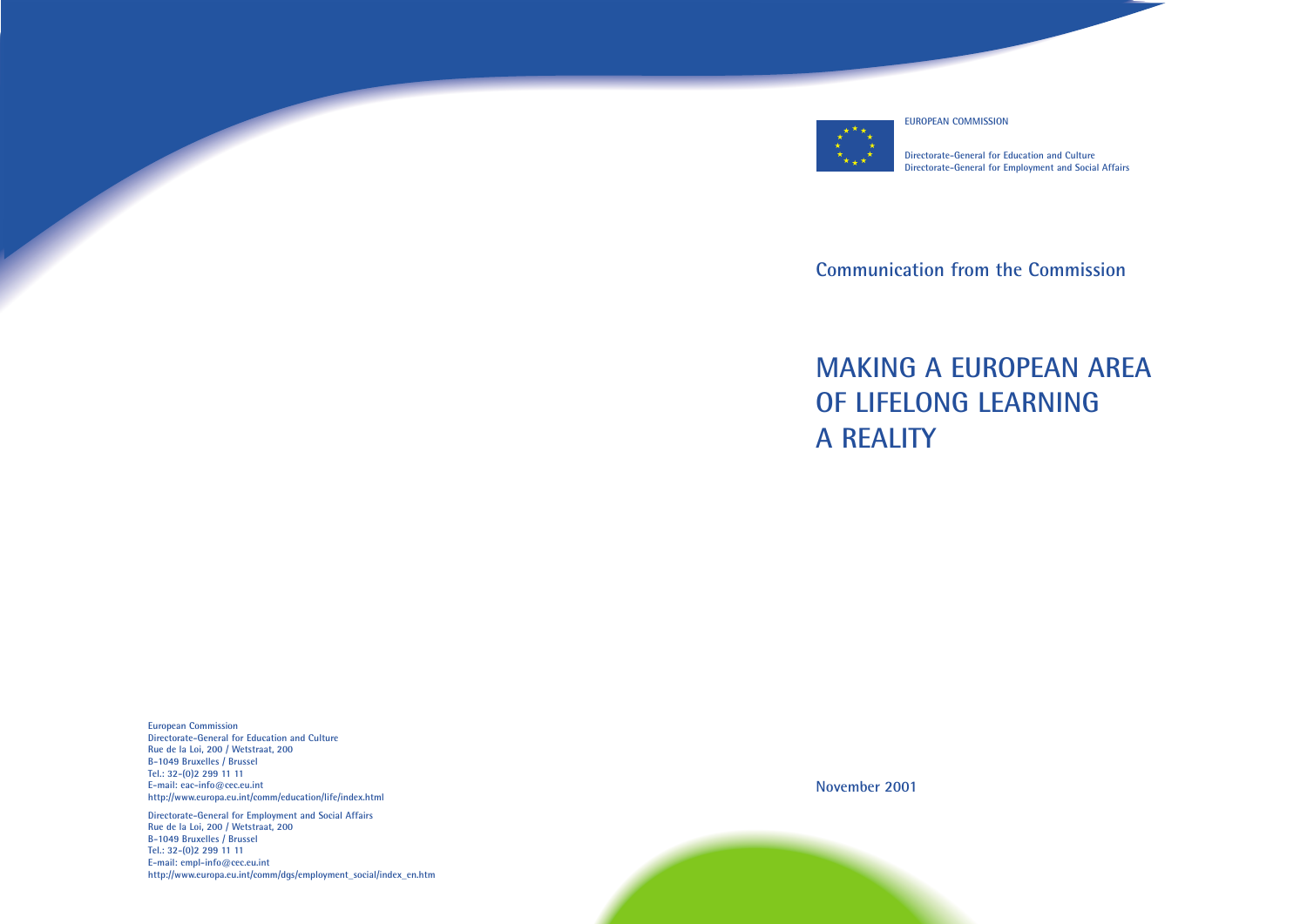EUROPEAN COMMISSION

Directorate-General for Education and Culture
Directorate-General for Employment and Social Affairs

**Communication from the Commission**

# MAKING A EUROPEAN AREA OF LIFELONG LEARNING A REALITY

November 2001

European Commission
Directorate-General for Education and Culture
Rue de la Loi, 200 / Wetstraat, 200
B-1049 Bruxelles / Brussel
Tel.: 32-(0)2 299 11 11
E-mail: eac-info@cec.eu.int
http://www.europa.eu.int/comm/education/life/index.html

Directorate-General for Employment and Social Affairs
Rue de la Loi, 200 / Wetstraat, 200
B-1049 Bruxelles / Brussel
Tel.: 32-(0)2 299 11 11
E-mail: empl-info@cec.eu.int
http://www.europa.eu.int/comm/dgs/employment_social/index_en.htm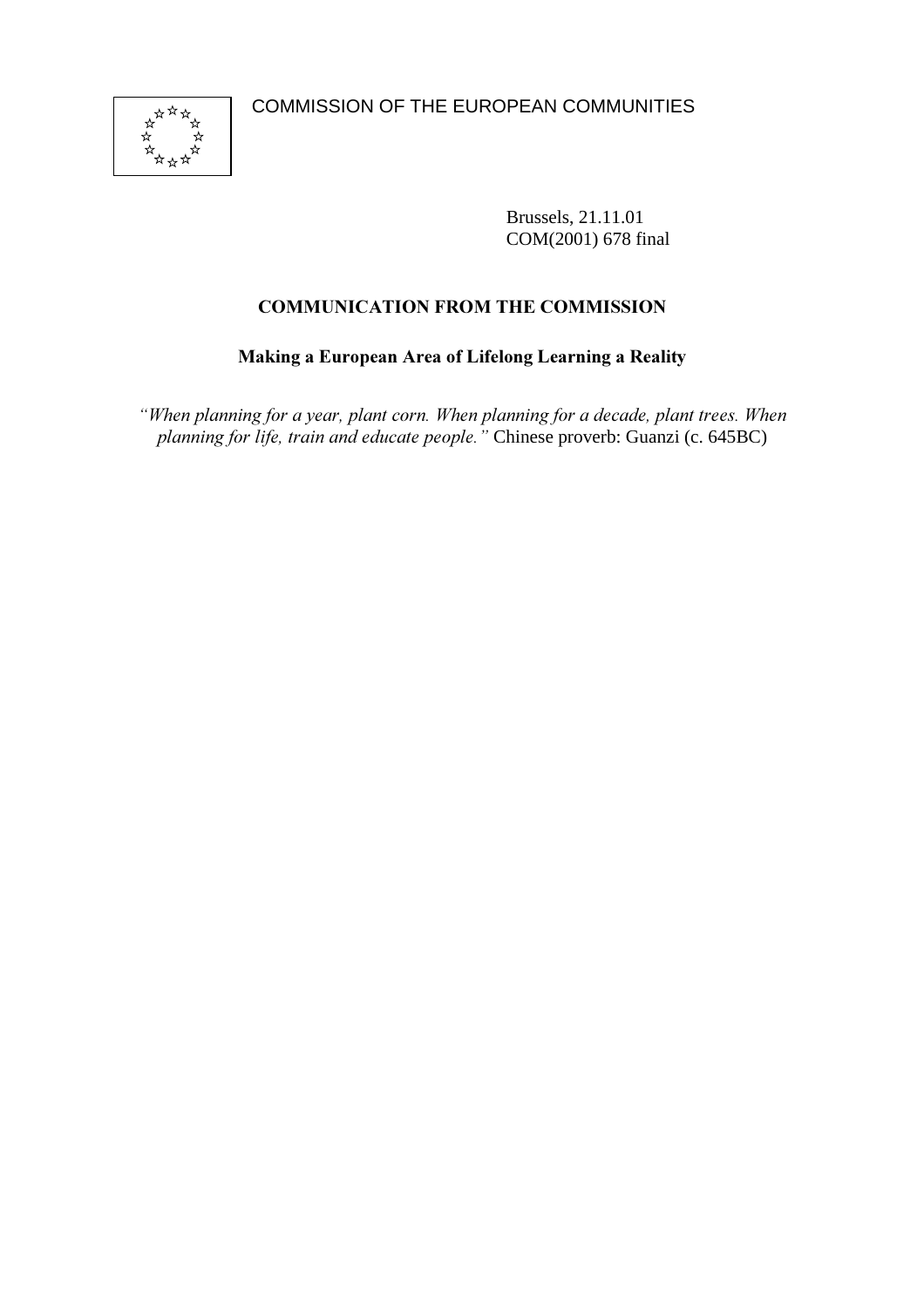COMMISSION OF THE EUROPEAN COMMUNITIES

Brussels, 21.11.01
COM(2001) 678 final

# COMMUNICATION FROM THE COMMISSION

## Making a European Area of Lifelong Learning a Reality

*"When planning for a year, plant corn. When planning for a decade, plant trees. When planning for life, train and educate people."* Chinese proverb: Guanzi (c. 645BC)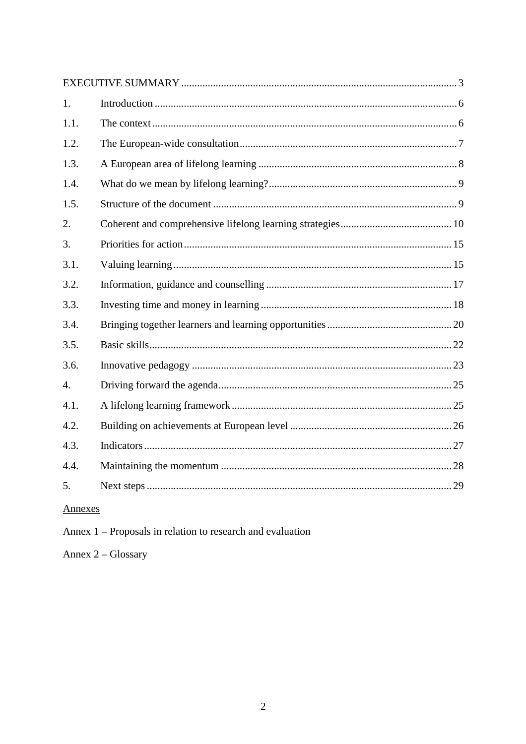| | | |
|---|---|---|
| EXECUTIVE SUMMARY | | 3 |
| 1. | Introduction | 6 |
| 1.1. | The context | 6 |
| 1.2. | The European-wide consultation | 7 |
| 1.3. | A European area of lifelong learning | 8 |
| 1.4. | What do we mean by lifelong learning? | 9 |
| 1.5. | Structure of the document | 9 |
| 2. | Coherent and comprehensive lifelong learning strategies | 10 |
| 3. | Priorities for action | 15 |
| 3.1. | Valuing learning | 15 |
| 3.2. | Information, guidance and counselling | 17 |
| 3.3. | Investing time and money in learning | 18 |
| 3.4. | Bringing together learners and learning opportunities | 20 |
| 3.5. | Basic skills | 22 |
| 3.6. | Innovative pedagogy | 23 |
| 4. | Driving forward the agenda | 25 |
| 4.1. | A lifelong learning framework | 25 |
| 4.2. | Building on achievements at European level | 26 |
| 4.3. | Indicators | 27 |
| 4.4. | Maintaining the momentum | 28 |
| 5. | Next steps | 29 |

Annexes

Annex 1 – Proposals in relation to research and evaluation

Annex 2 – Glossary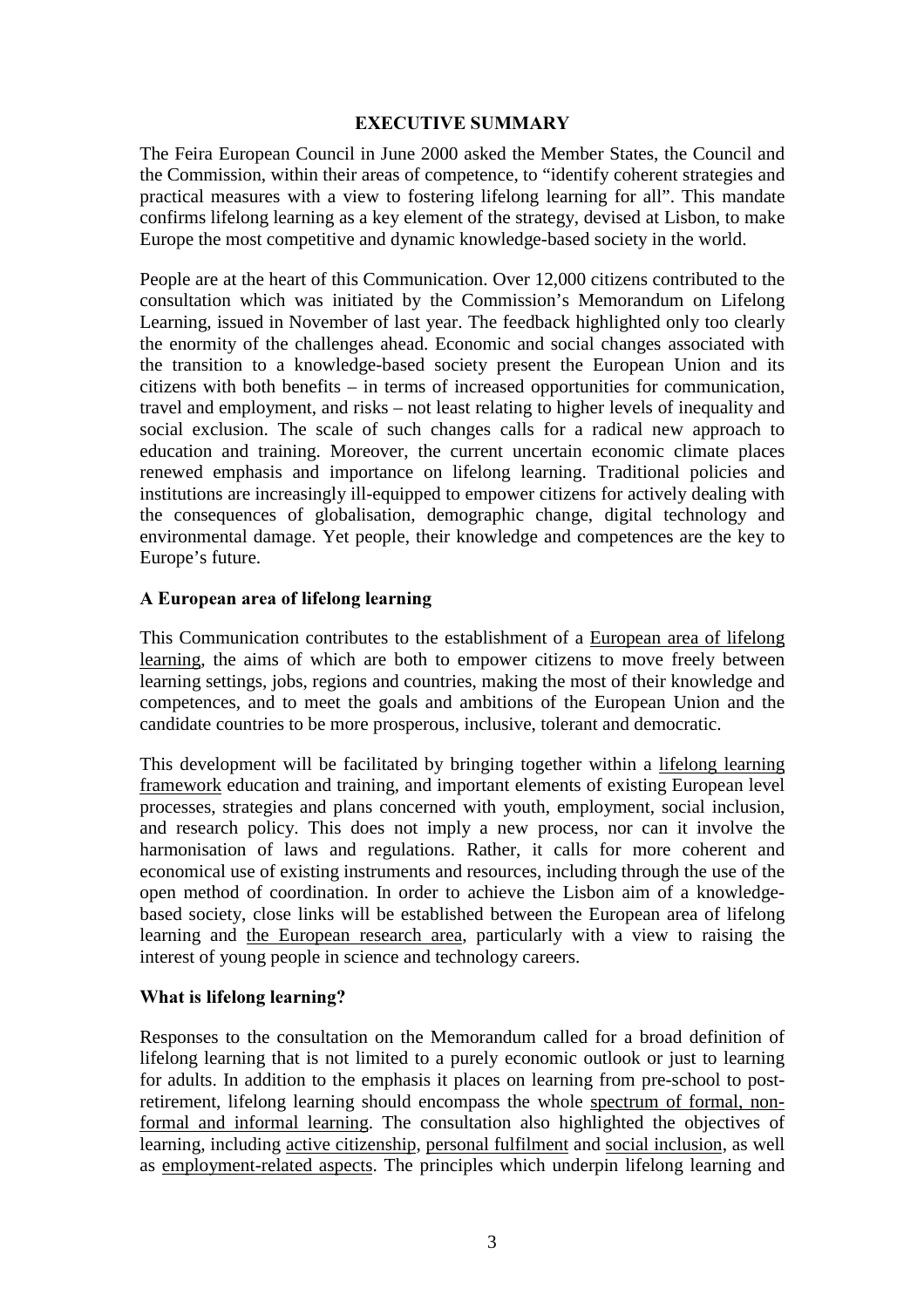## EXECUTIVE SUMMARY

The Feira European Council in June 2000 asked the Member States, the Council and the Commission, within their areas of competence, to "identify coherent strategies and practical measures with a view to fostering lifelong learning for all". This mandate confirms lifelong learning as a key element of the strategy, devised at Lisbon, to make Europe the most competitive and dynamic knowledge-based society in the world.

People are at the heart of this Communication. Over 12,000 citizens contributed to the consultation which was initiated by the Commission's Memorandum on Lifelong Learning, issued in November of last year. The feedback highlighted only too clearly the enormity of the challenges ahead. Economic and social changes associated with the transition to a knowledge-based society present the European Union and its citizens with both benefits – in terms of increased opportunities for communication, travel and employment, and risks – not least relating to higher levels of inequality and social exclusion. The scale of such changes calls for a radical new approach to education and training. Moreover, the current uncertain economic climate places renewed emphasis and importance on lifelong learning. Traditional policies and institutions are increasingly ill-equipped to empower citizens for actively dealing with the consequences of globalisation, demographic change, digital technology and environmental damage. Yet people, their knowledge and competences are the key to Europe's future.

### A European area of lifelong learning

This Communication contributes to the establishment of a European area of lifelong learning, the aims of which are both to empower citizens to move freely between learning settings, jobs, regions and countries, making the most of their knowledge and competences, and to meet the goals and ambitions of the European Union and the candidate countries to be more prosperous, inclusive, tolerant and democratic.

This development will be facilitated by bringing together within a lifelong learning framework education and training, and important elements of existing European level processes, strategies and plans concerned with youth, employment, social inclusion, and research policy. This does not imply a new process, nor can it involve the harmonisation of laws and regulations. Rather, it calls for more coherent and economical use of existing instruments and resources, including through the use of the open method of coordination. In order to achieve the Lisbon aim of a knowledge-based society, close links will be established between the European area of lifelong learning and the European research area, particularly with a view to raising the interest of young people in science and technology careers.

### What is lifelong learning?

Responses to the consultation on the Memorandum called for a broad definition of lifelong learning that is not limited to a purely economic outlook or just to learning for adults. In addition to the emphasis it places on learning from pre-school to post-retirement, lifelong learning should encompass the whole spectrum of formal, non-formal and informal learning. The consultation also highlighted the objectives of learning, including active citizenship, personal fulfilment and social inclusion, as well as employment-related aspects. The principles which underpin lifelong learning and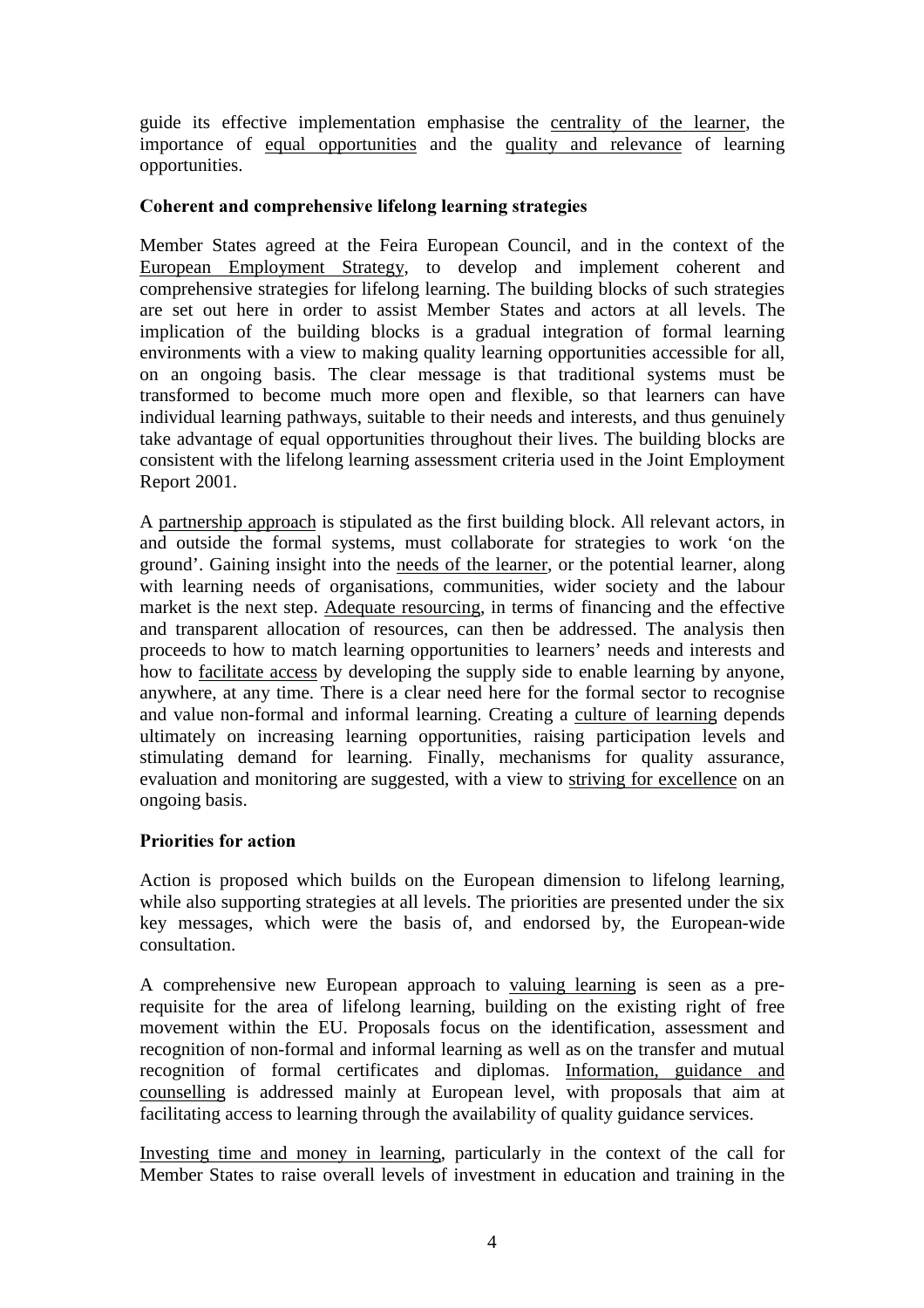guide its effective implementation emphasise the centrality of the learner, the importance of equal opportunities and the quality and relevance of learning opportunities.

### Coherent and comprehensive lifelong learning strategies

Member States agreed at the Feira European Council, and in the context of the European Employment Strategy, to develop and implement coherent and comprehensive strategies for lifelong learning. The building blocks of such strategies are set out here in order to assist Member States and actors at all levels. The implication of the building blocks is a gradual integration of formal learning environments with a view to making quality learning opportunities accessible for all, on an ongoing basis. The clear message is that traditional systems must be transformed to become much more open and flexible, so that learners can have individual learning pathways, suitable to their needs and interests, and thus genuinely take advantage of equal opportunities throughout their lives. The building blocks are consistent with the lifelong learning assessment criteria used in the Joint Employment Report 2001.

A partnership approach is stipulated as the first building block. All relevant actors, in and outside the formal systems, must collaborate for strategies to work 'on the ground'. Gaining insight into the needs of the learner, or the potential learner, along with learning needs of organisations, communities, wider society and the labour market is the next step. Adequate resourcing, in terms of financing and the effective and transparent allocation of resources, can then be addressed. The analysis then proceeds to how to match learning opportunities to learners' needs and interests and how to facilitate access by developing the supply side to enable learning by anyone, anywhere, at any time. There is a clear need here for the formal sector to recognise and value non-formal and informal learning. Creating a culture of learning depends ultimately on increasing learning opportunities, raising participation levels and stimulating demand for learning. Finally, mechanisms for quality assurance, evaluation and monitoring are suggested, with a view to striving for excellence on an ongoing basis.

### Priorities for action

Action is proposed which builds on the European dimension to lifelong learning, while also supporting strategies at all levels. The priorities are presented under the six key messages, which were the basis of, and endorsed by, the European-wide consultation.

A comprehensive new European approach to valuing learning is seen as a pre-requisite for the area of lifelong learning, building on the existing right of free movement within the EU. Proposals focus on the identification, assessment and recognition of non-formal and informal learning as well as on the transfer and mutual recognition of formal certificates and diplomas. Information, guidance and counselling is addressed mainly at European level, with proposals that aim at facilitating access to learning through the availability of quality guidance services.

Investing time and money in learning, particularly in the context of the call for Member States to raise overall levels of investment in education and training in the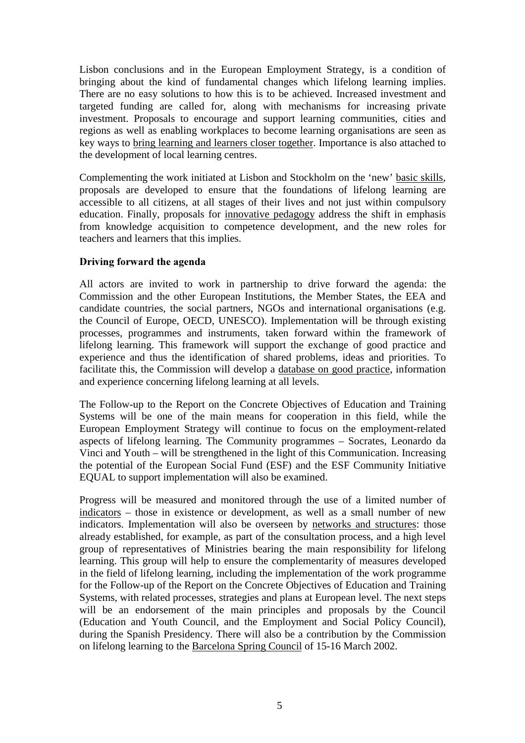Lisbon conclusions and in the European Employment Strategy, is a condition of bringing about the kind of fundamental changes which lifelong learning implies. There are no easy solutions to how this is to be achieved. Increased investment and targeted funding are called for, along with mechanisms for increasing private investment. Proposals to encourage and support learning communities, cities and regions as well as enabling workplaces to become learning organisations are seen as key ways to bring learning and learners closer together. Importance is also attached to the development of local learning centres.

Complementing the work initiated at Lisbon and Stockholm on the 'new' basic skills, proposals are developed to ensure that the foundations of lifelong learning are accessible to all citizens, at all stages of their lives and not just within compulsory education. Finally, proposals for innovative pedagogy address the shift in emphasis from knowledge acquisition to competence development, and the new roles for teachers and learners that this implies.

**Driving forward the agenda**

All actors are invited to work in partnership to drive forward the agenda: the Commission and the other European Institutions, the Member States, the EEA and candidate countries, the social partners, NGOs and international organisations (e.g. the Council of Europe, OECD, UNESCO). Implementation will be through existing processes, programmes and instruments, taken forward within the framework of lifelong learning. This framework will support the exchange of good practice and experience and thus the identification of shared problems, ideas and priorities. To facilitate this, the Commission will develop a database on good practice, information and experience concerning lifelong learning at all levels.

The Follow-up to the Report on the Concrete Objectives of Education and Training Systems will be one of the main means for cooperation in this field, while the European Employment Strategy will continue to focus on the employment-related aspects of lifelong learning. The Community programmes – Socrates, Leonardo da Vinci and Youth – will be strengthened in the light of this Communication. Increasing the potential of the European Social Fund (ESF) and the ESF Community Initiative EQUAL to support implementation will also be examined.

Progress will be measured and monitored through the use of a limited number of indicators – those in existence or development, as well as a small number of new indicators. Implementation will also be overseen by networks and structures: those already established, for example, as part of the consultation process, and a high level group of representatives of Ministries bearing the main responsibility for lifelong learning. This group will help to ensure the complementarity of measures developed in the field of lifelong learning, including the implementation of the work programme for the Follow-up of the Report on the Concrete Objectives of Education and Training Systems, with related processes, strategies and plans at European level. The next steps will be an endorsement of the main principles and proposals by the Council (Education and Youth Council, and the Employment and Social Policy Council), during the Spanish Presidency. There will also be a contribution by the Commission on lifelong learning to the Barcelona Spring Council of 15-16 March 2002.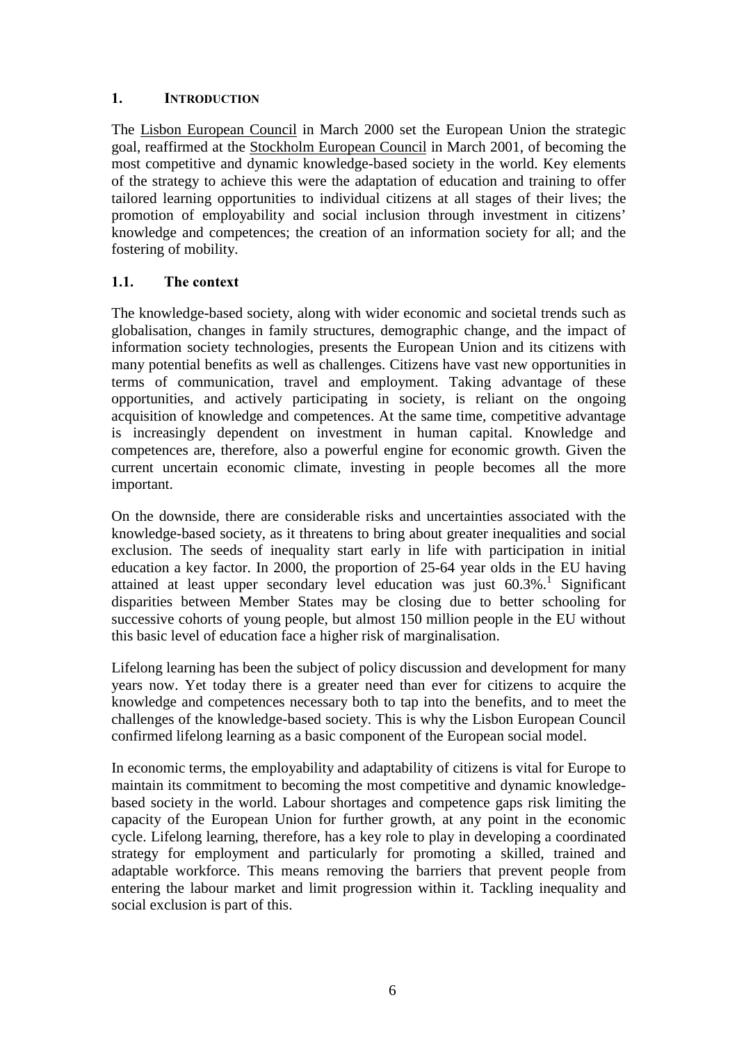# 1. INTRODUCTION

The Lisbon European Council in March 2000 set the European Union the strategic goal, reaffirmed at the Stockholm European Council in March 2001, of becoming the most competitive and dynamic knowledge-based society in the world. Key elements of the strategy to achieve this were the adaptation of education and training to offer tailored learning opportunities to individual citizens at all stages of their lives; the promotion of employability and social inclusion through investment in citizens' knowledge and competences; the creation of an information society for all; and the fostering of mobility.

## 1.1. The context

The knowledge-based society, along with wider economic and societal trends such as globalisation, changes in family structures, demographic change, and the impact of information society technologies, presents the European Union and its citizens with many potential benefits as well as challenges. Citizens have vast new opportunities in terms of communication, travel and employment. Taking advantage of these opportunities, and actively participating in society, is reliant on the ongoing acquisition of knowledge and competences. At the same time, competitive advantage is increasingly dependent on investment in human capital. Knowledge and competences are, therefore, also a powerful engine for economic growth. Given the current uncertain economic climate, investing in people becomes all the more important.

On the downside, there are considerable risks and uncertainties associated with the knowledge-based society, as it threatens to bring about greater inequalities and social exclusion. The seeds of inequality start early in life with participation in initial education a key factor. In 2000, the proportion of 25-64 year olds in the EU having attained at least upper secondary level education was just 60.3%.[1] Significant disparities between Member States may be closing due to better schooling for successive cohorts of young people, but almost 150 million people in the EU without this basic level of education face a higher risk of marginalisation.

Lifelong learning has been the subject of policy discussion and development for many years now. Yet today there is a greater need than ever for citizens to acquire the knowledge and competences necessary both to tap into the benefits, and to meet the challenges of the knowledge-based society. This is why the Lisbon European Council confirmed lifelong learning as a basic component of the European social model.

In economic terms, the employability and adaptability of citizens is vital for Europe to maintain its commitment to becoming the most competitive and dynamic knowledge-based society in the world. Labour shortages and competence gaps risk limiting the capacity of the European Union for further growth, at any point in the economic cycle. Lifelong learning, therefore, has a key role to play in developing a coordinated strategy for employment and particularly for promoting a skilled, trained and adaptable workforce. This means removing the barriers that prevent people from entering the labour market and limit progression within it. Tackling inequality and social exclusion is part of this.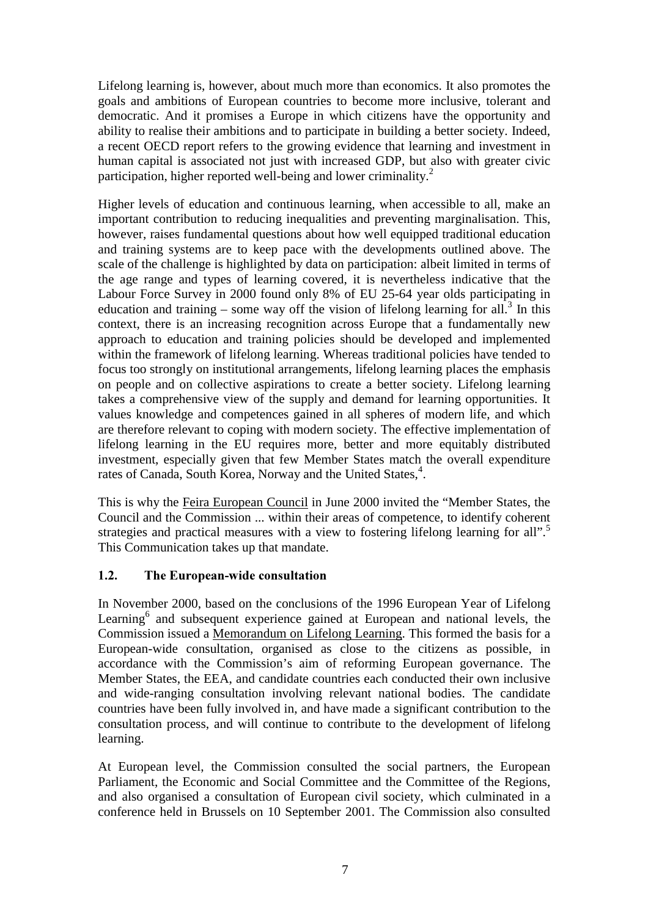Lifelong learning is, however, about much more than economics. It also promotes the goals and ambitions of European countries to become more inclusive, tolerant and democratic. And it promises a Europe in which citizens have the opportunity and ability to realise their ambitions and to participate in building a better society. Indeed, a recent OECD report refers to the growing evidence that learning and investment in human capital is associated not just with increased GDP, but also with greater civic participation, higher reported well-being and lower criminality.[2]

Higher levels of education and continuous learning, when accessible to all, make an important contribution to reducing inequalities and preventing marginalisation. This, however, raises fundamental questions about how well equipped traditional education and training systems are to keep pace with the developments outlined above. The scale of the challenge is highlighted by data on participation: albeit limited in terms of the age range and types of learning covered, it is nevertheless indicative that the Labour Force Survey in 2000 found only 8% of EU 25-64 year olds participating in education and training – some way off the vision of lifelong learning for all.[3] In this context, there is an increasing recognition across Europe that a fundamentally new approach to education and training policies should be developed and implemented within the framework of lifelong learning. Whereas traditional policies have tended to focus too strongly on institutional arrangements, lifelong learning places the emphasis on people and on collective aspirations to create a better society. Lifelong learning takes a comprehensive view of the supply and demand for learning opportunities. It values knowledge and competences gained in all spheres of modern life, and which are therefore relevant to coping with modern society. The effective implementation of lifelong learning in the EU requires more, better and more equitably distributed investment, especially given that few Member States match the overall expenditure rates of Canada, South Korea, Norway and the United States,[4].

This is why the Feira European Council in June 2000 invited the "Member States, the Council and the Commission ... within their areas of competence, to identify coherent strategies and practical measures with a view to fostering lifelong learning for all".[5] This Communication takes up that mandate.

### 1.2. The European-wide consultation

In November 2000, based on the conclusions of the 1996 European Year of Lifelong Learning[6] and subsequent experience gained at European and national levels, the Commission issued a Memorandum on Lifelong Learning. This formed the basis for a European-wide consultation, organised as close to the citizens as possible, in accordance with the Commission's aim of reforming European governance. The Member States, the EEA, and candidate countries each conducted their own inclusive and wide-ranging consultation involving relevant national bodies. The candidate countries have been fully involved in, and have made a significant contribution to the consultation process, and will continue to contribute to the development of lifelong learning.

At European level, the Commission consulted the social partners, the European Parliament, the Economic and Social Committee and the Committee of the Regions, and also organised a consultation of European civil society, which culminated in a conference held in Brussels on 10 September 2001. The Commission also consulted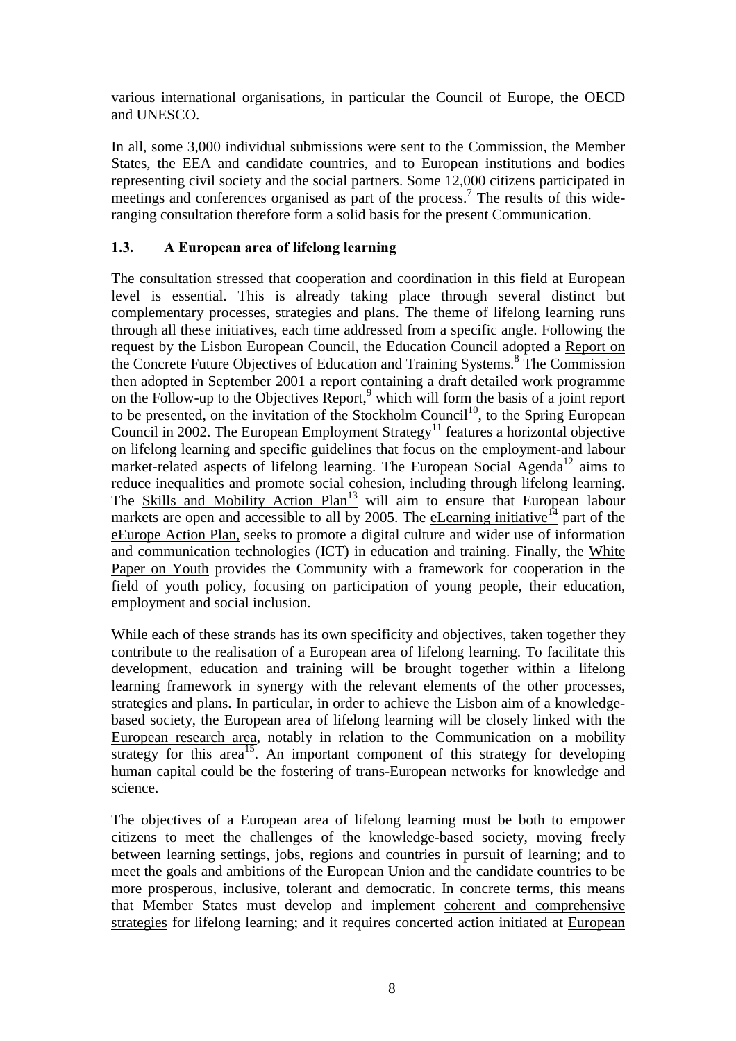various international organisations, in particular the Council of Europe, the OECD and UNESCO.

In all, some 3,000 individual submissions were sent to the Commission, the Member States, the EEA and candidate countries, and to European institutions and bodies representing civil society and the social partners. Some 12,000 citizens participated in meetings and conferences organised as part of the process.[7] The results of this wide-ranging consultation therefore form a solid basis for the present Communication.

### 1.3. A European area of lifelong learning

The consultation stressed that cooperation and coordination in this field at European level is essential. This is already taking place through several distinct but complementary processes, strategies and plans. The theme of lifelong learning runs through all these initiatives, each time addressed from a specific angle. Following the request by the Lisbon European Council, the Education Council adopted a Report on the Concrete Future Objectives of Education and Training Systems.[8] The Commission then adopted in September 2001 a report containing a draft detailed work programme on the Follow-up to the Objectives Report,[9] which will form the basis of a joint report to be presented, on the invitation of the Stockholm Council[10], to the Spring European Council in 2002. The European Employment Strategy[11] features a horizontal objective on lifelong learning and specific guidelines that focus on the employment-and labour market-related aspects of lifelong learning. The European Social Agenda[12] aims to reduce inequalities and promote social cohesion, including through lifelong learning. The Skills and Mobility Action Plan[13] will aim to ensure that European labour markets are open and accessible to all by 2005. The eLearning initiative[14] part of the eEurope Action Plan, seeks to promote a digital culture and wider use of information and communication technologies (ICT) in education and training. Finally, the White Paper on Youth provides the Community with a framework for cooperation in the field of youth policy, focusing on participation of young people, their education, employment and social inclusion.

While each of these strands has its own specificity and objectives, taken together they contribute to the realisation of a European area of lifelong learning. To facilitate this development, education and training will be brought together within a lifelong learning framework in synergy with the relevant elements of the other processes, strategies and plans. In particular, in order to achieve the Lisbon aim of a knowledge-based society, the European area of lifelong learning will be closely linked with the European research area, notably in relation to the Communication on a mobility strategy for this area[15]. An important component of this strategy for developing human capital could be the fostering of trans-European networks for knowledge and science.

The objectives of a European area of lifelong learning must be both to empower citizens to meet the challenges of the knowledge-based society, moving freely between learning settings, jobs, regions and countries in pursuit of learning; and to meet the goals and ambitions of the European Union and the candidate countries to be more prosperous, inclusive, tolerant and democratic. In concrete terms, this means that Member States must develop and implement coherent and comprehensive strategies for lifelong learning; and it requires concerted action initiated at European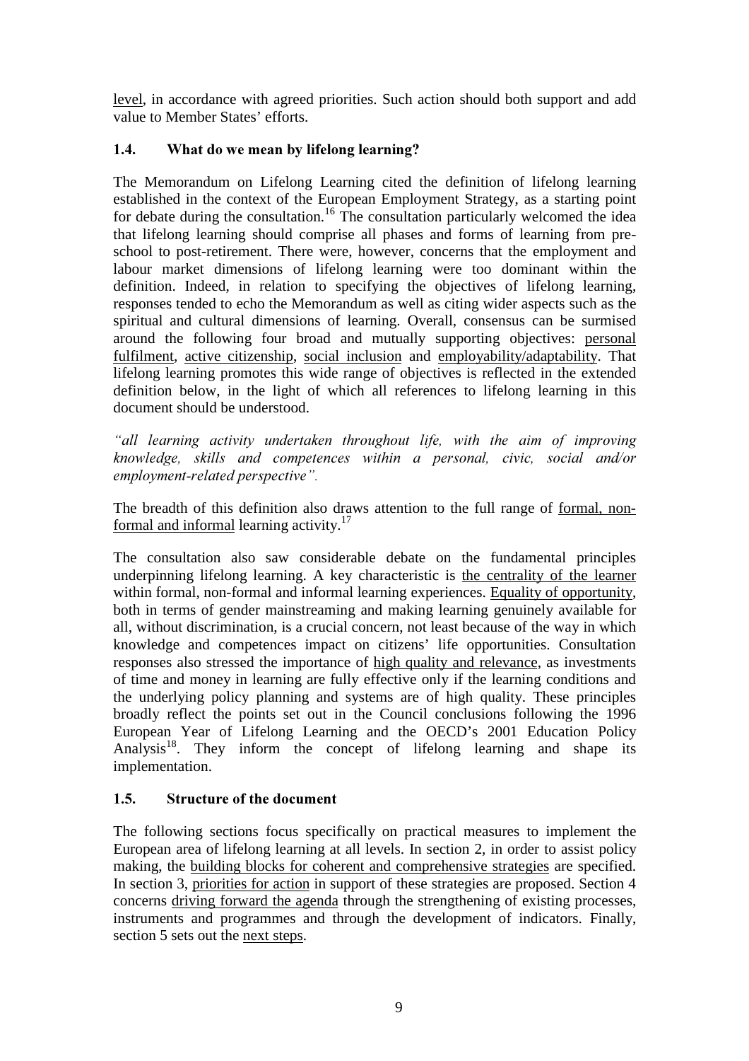level, in accordance with agreed priorities. Such action should both support and add value to Member States' efforts.

### 1.4. What do we mean by lifelong learning?

The Memorandum on Lifelong Learning cited the definition of lifelong learning established in the context of the European Employment Strategy, as a starting point for debate during the consultation.[16] The consultation particularly welcomed the idea that lifelong learning should comprise all phases and forms of learning from pre-school to post-retirement. There were, however, concerns that the employment and labour market dimensions of lifelong learning were too dominant within the definition. Indeed, in relation to specifying the objectives of lifelong learning, responses tended to echo the Memorandum as well as citing wider aspects such as the spiritual and cultural dimensions of learning. Overall, consensus can be surmised around the following four broad and mutually supporting objectives: personal fulfilment, active citizenship, social inclusion and employability/adaptability. That lifelong learning promotes this wide range of objectives is reflected in the extended definition below, in the light of which all references to lifelong learning in this document should be understood.

*"all learning activity undertaken throughout life, with the aim of improving knowledge, skills and competences within a personal, civic, social and/or employment-related perspective".*

The breadth of this definition also draws attention to the full range of formal, non-formal and informal learning activity.[17]

The consultation also saw considerable debate on the fundamental principles underpinning lifelong learning. A key characteristic is the centrality of the learner within formal, non-formal and informal learning experiences. Equality of opportunity, both in terms of gender mainstreaming and making learning genuinely available for all, without discrimination, is a crucial concern, not least because of the way in which knowledge and competences impact on citizens' life opportunities. Consultation responses also stressed the importance of high quality and relevance, as investments of time and money in learning are fully effective only if the learning conditions and the underlying policy planning and systems are of high quality. These principles broadly reflect the points set out in the Council conclusions following the 1996 European Year of Lifelong Learning and the OECD's 2001 Education Policy Analysis[18]. They inform the concept of lifelong learning and shape its implementation.

### 1.5. Structure of the document

The following sections focus specifically on practical measures to implement the European area of lifelong learning at all levels. In section 2, in order to assist policy making, the building blocks for coherent and comprehensive strategies are specified. In section 3, priorities for action in support of these strategies are proposed. Section 4 concerns driving forward the agenda through the strengthening of existing processes, instruments and programmes and through the development of indicators. Finally, section 5 sets out the next steps.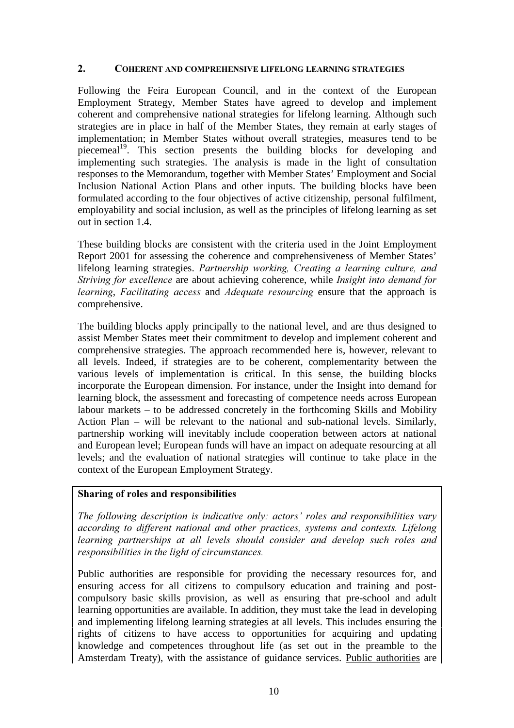## 2. COHERENT AND COMPREHENSIVE LIFELONG LEARNING STRATEGIES

Following the Feira European Council, and in the context of the European Employment Strategy, Member States have agreed to develop and implement coherent and comprehensive national strategies for lifelong learning. Although such strategies are in place in half of the Member States, they remain at early stages of implementation; in Member States without overall strategies, measures tend to be piecemeal[19]. This section presents the building blocks for developing and implementing such strategies. The analysis is made in the light of consultation responses to the Memorandum, together with Member States' Employment and Social Inclusion National Action Plans and other inputs. The building blocks have been formulated according to the four objectives of active citizenship, personal fulfilment, employability and social inclusion, as well as the principles of lifelong learning as set out in section 1.4.

These building blocks are consistent with the criteria used in the Joint Employment Report 2001 for assessing the coherence and comprehensiveness of Member States' lifelong learning strategies. *Partnership working, Creating a learning culture, and Striving for excellence* are about achieving coherence, while *Insight into demand for learning*, *Facilitating access* and *Adequate resourcing* ensure that the approach is comprehensive.

The building blocks apply principally to the national level, and are thus designed to assist Member States meet their commitment to develop and implement coherent and comprehensive strategies. The approach recommended here is, however, relevant to all levels. Indeed, if strategies are to be coherent, complementarity between the various levels of implementation is critical. In this sense, the building blocks incorporate the European dimension. For instance, under the Insight into demand for learning block, the assessment and forecasting of competence needs across European labour markets – to be addressed concretely in the forthcoming Skills and Mobility Action Plan – will be relevant to the national and sub-national levels. Similarly, partnership working will inevitably include cooperation between actors at national and European level; European funds will have an impact on adequate resourcing at all levels; and the evaluation of national strategies will continue to take place in the context of the European Employment Strategy.

**Sharing of roles and responsibilities**

*The following description is indicative only: actors' roles and responsibilities vary according to different national and other practices, systems and contexts. Lifelong learning partnerships at all levels should consider and develop such roles and responsibilities in the light of circumstances.*

Public authorities are responsible for providing the necessary resources for, and ensuring access for all citizens to compulsory education and training and post-compulsory basic skills provision, as well as ensuring that pre-school and adult learning opportunities are available. In addition, they must take the lead in developing and implementing lifelong learning strategies at all levels. This includes ensuring the rights of citizens to have access to opportunities for acquiring and updating knowledge and competences throughout life (as set out in the preamble to the Amsterdam Treaty), with the assistance of guidance services. Public authorities are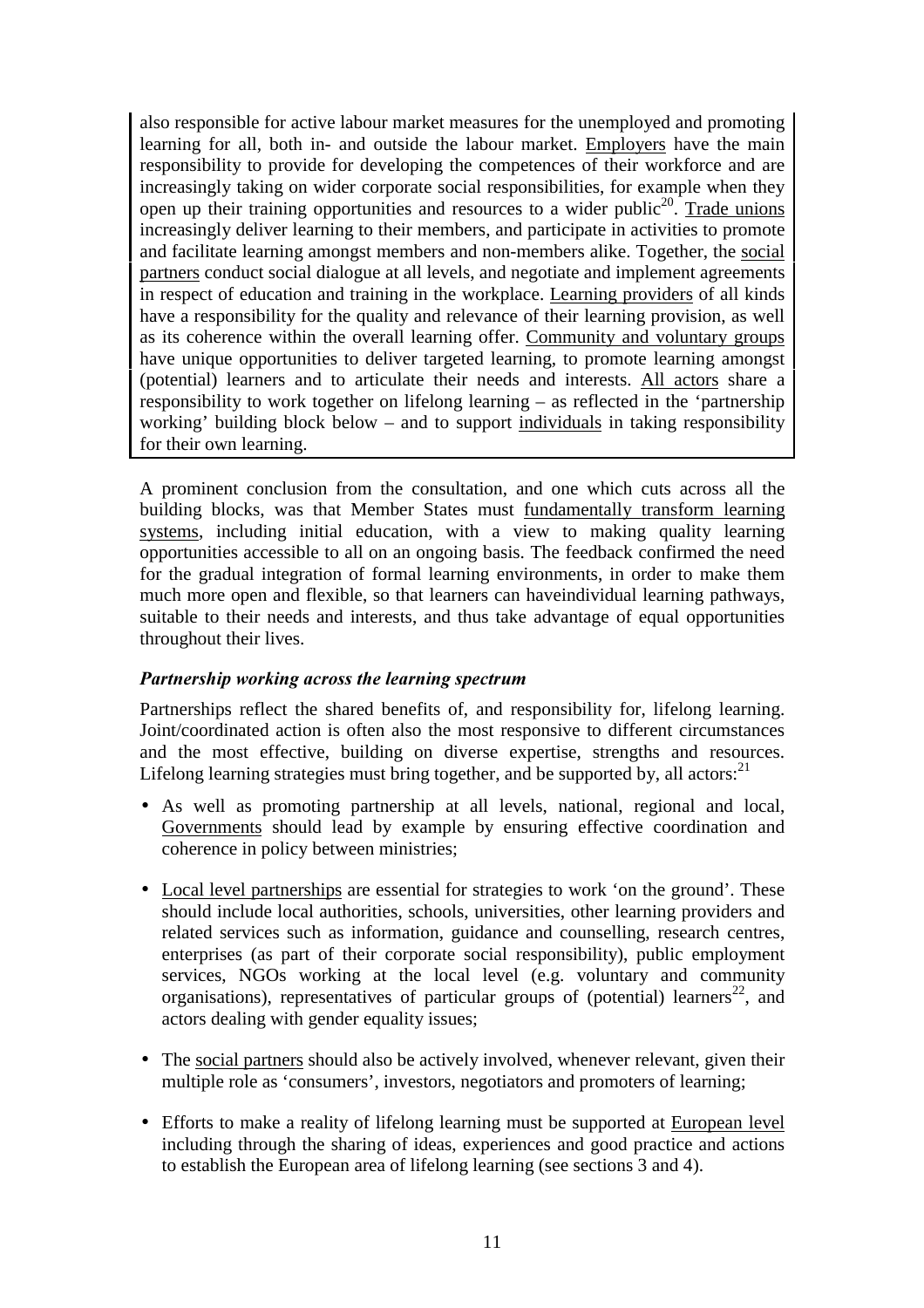also responsible for active labour market measures for the unemployed and promoting learning for all, both in- and outside the labour market. <u>Employers</u> have the main responsibility to provide for developing the competences of their workforce and are increasingly taking on wider corporate social responsibilities, for example when they open up their training opportunities and resources to a wider public[20]. <u>Trade unions</u> increasingly deliver learning to their members, and participate in activities to promote and facilitate learning amongst members and non-members alike. Together, the <u>social partners</u> conduct social dialogue at all levels, and negotiate and implement agreements in respect of education and training in the workplace. <u>Learning providers</u> of all kinds have a responsibility for the quality and relevance of their learning provision, as well as its coherence within the overall learning offer. <u>Community and voluntary groups</u> have unique opportunities to deliver targeted learning, to promote learning amongst (potential) learners and to articulate their needs and interests. <u>All actors</u> share a responsibility to work together on lifelong learning – as reflected in the 'partnership working' building block below – and to support <u>individuals</u> in taking responsibility for their own learning.

A prominent conclusion from the consultation, and one which cuts across all the building blocks, was that Member States must <u>fundamentally transform learning systems</u>, including initial education, with a view to making quality learning opportunities accessible to all on an ongoing basis. The feedback confirmed the need for the gradual integration of formal learning environments, in order to make them much more open and flexible, so that learners can haveindividual learning pathways, suitable to their needs and interests, and thus take advantage of equal opportunities throughout their lives.

***Partnership working across the learning spectrum***

Partnerships reflect the shared benefits of, and responsibility for, lifelong learning. Joint/coordinated action is often also the most responsive to different circumstances and the most effective, building on diverse expertise, strengths and resources. Lifelong learning strategies must bring together, and be supported by, all actors:[21]

- As well as promoting partnership at all levels, national, regional and local, <u>Governments</u> should lead by example by ensuring effective coordination and coherence in policy between ministries;
- <u>Local level partnerships</u> are essential for strategies to work 'on the ground'. These should include local authorities, schools, universities, other learning providers and related services such as information, guidance and counselling, research centres, enterprises (as part of their corporate social responsibility), public employment services, NGOs working at the local level (e.g. voluntary and community organisations), representatives of particular groups of (potential) learners[22], and actors dealing with gender equality issues;
- The <u>social partners</u> should also be actively involved, whenever relevant, given their multiple role as 'consumers', investors, negotiators and promoters of learning;
- Efforts to make a reality of lifelong learning must be supported at <u>European level</u> including through the sharing of ideas, experiences and good practice and actions to establish the European area of lifelong learning (see sections 3 and 4).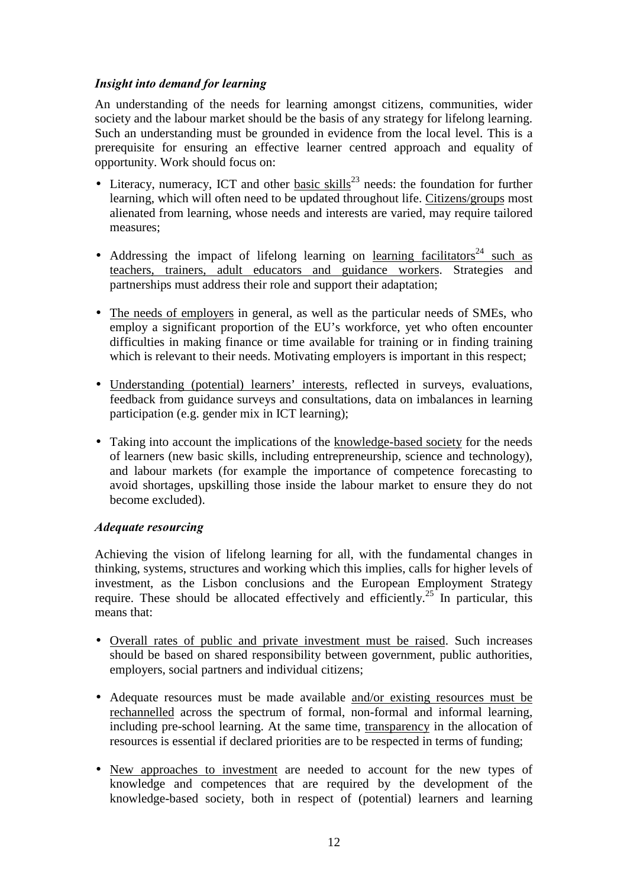### *Insight into demand for learning*

An understanding of the needs for learning amongst citizens, communities, wider society and the labour market should be the basis of any strategy for lifelong learning. Such an understanding must be grounded in evidence from the local level. This is a prerequisite for ensuring an effective learner centred approach and equality of opportunity. Work should focus on:

- Literacy, numeracy, ICT and other basic skills[23] needs: the foundation for further learning, which will often need to be updated throughout life. Citizens/groups most alienated from learning, whose needs and interests are varied, may require tailored measures;

- Addressing the impact of lifelong learning on learning facilitators[24] such as teachers, trainers, adult educators and guidance workers. Strategies and partnerships must address their role and support their adaptation;

- The needs of employers in general, as well as the particular needs of SMEs, who employ a significant proportion of the EU's workforce, yet who often encounter difficulties in making finance or time available for training or in finding training which is relevant to their needs. Motivating employers is important in this respect;

- Understanding (potential) learners' interests, reflected in surveys, evaluations, feedback from guidance surveys and consultations, data on imbalances in learning participation (e.g. gender mix in ICT learning);

- Taking into account the implications of the knowledge-based society for the needs of learners (new basic skills, including entrepreneurship, science and technology), and labour markets (for example the importance of competence forecasting to avoid shortages, upskilling those inside the labour market to ensure they do not become excluded).

### *Adequate resourcing*

Achieving the vision of lifelong learning for all, with the fundamental changes in thinking, systems, structures and working which this implies, calls for higher levels of investment, as the Lisbon conclusions and the European Employment Strategy require. These should be allocated effectively and efficiently.[25] In particular, this means that:

- Overall rates of public and private investment must be raised. Such increases should be based on shared responsibility between government, public authorities, employers, social partners and individual citizens;

- Adequate resources must be made available and/or existing resources must be rechannelled across the spectrum of formal, non-formal and informal learning, including pre-school learning. At the same time, transparency in the allocation of resources is essential if declared priorities are to be respected in terms of funding;

- New approaches to investment are needed to account for the new types of knowledge and competences that are required by the development of the knowledge-based society, both in respect of (potential) learners and learning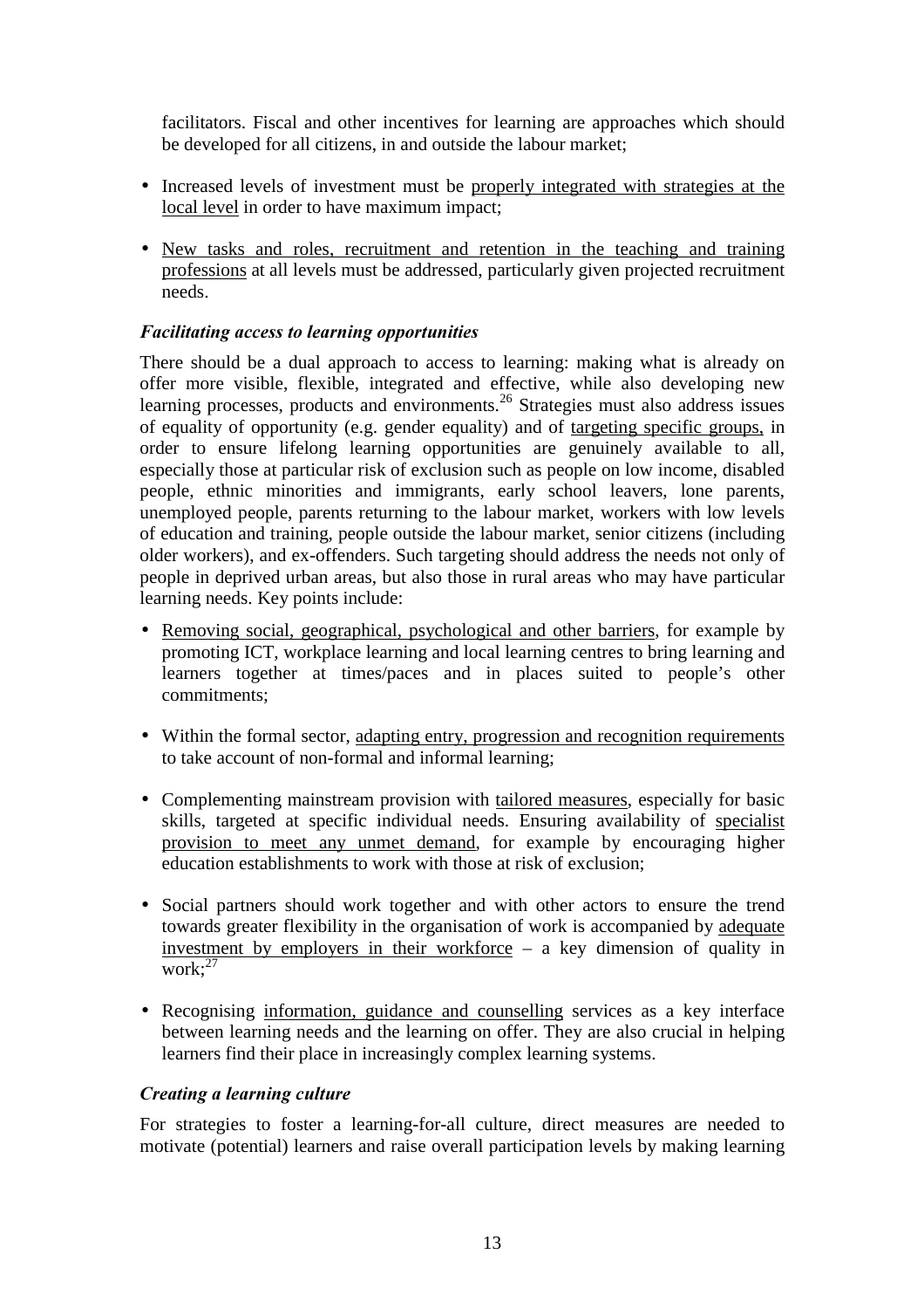facilitators. Fiscal and other incentives for learning are approaches which should be developed for all citizens, in and outside the labour market;

- Increased levels of investment must be properly integrated with strategies at the local level in order to have maximum impact;
- New tasks and roles, recruitment and retention in the teaching and training professions at all levels must be addressed, particularly given projected recruitment needs.

### *Facilitating access to learning opportunities*

There should be a dual approach to access to learning: making what is already on offer more visible, flexible, integrated and effective, while also developing new learning processes, products and environments.[26] Strategies must also address issues of equality of opportunity (e.g. gender equality) and of targeting specific groups, in order to ensure lifelong learning opportunities are genuinely available to all, especially those at particular risk of exclusion such as people on low income, disabled people, ethnic minorities and immigrants, early school leavers, lone parents, unemployed people, parents returning to the labour market, workers with low levels of education and training, people outside the labour market, senior citizens (including older workers), and ex-offenders. Such targeting should address the needs not only of people in deprived urban areas, but also those in rural areas who may have particular learning needs. Key points include:

- Removing social, geographical, psychological and other barriers, for example by promoting ICT, workplace learning and local learning centres to bring learning and learners together at times/paces and in places suited to people's other commitments;
- Within the formal sector, adapting entry, progression and recognition requirements to take account of non-formal and informal learning;
- Complementing mainstream provision with tailored measures, especially for basic skills, targeted at specific individual needs. Ensuring availability of specialist provision to meet any unmet demand, for example by encouraging higher education establishments to work with those at risk of exclusion;
- Social partners should work together and with other actors to ensure the trend towards greater flexibility in the organisation of work is accompanied by adequate investment by employers in their workforce – a key dimension of quality in work;[27]
- Recognising information, guidance and counselling services as a key interface between learning needs and the learning on offer. They are also crucial in helping learners find their place in increasingly complex learning systems.

### *Creating a learning culture*

For strategies to foster a learning-for-all culture, direct measures are needed to motivate (potential) learners and raise overall participation levels by making learning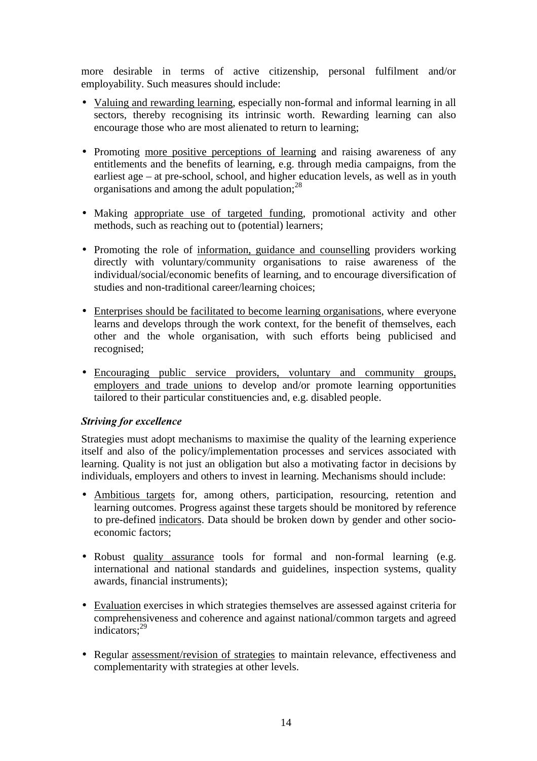more desirable in terms of active citizenship, personal fulfilment and/or employability. Such measures should include:

- Valuing and rewarding learning, especially non-formal and informal learning in all sectors, thereby recognising its intrinsic worth. Rewarding learning can also encourage those who are most alienated to return to learning;
- Promoting more positive perceptions of learning and raising awareness of any entitlements and the benefits of learning, e.g. through media campaigns, from the earliest age – at pre-school, school, and higher education levels, as well as in youth organisations and among the adult population;[28]
- Making appropriate use of targeted funding, promotional activity and other methods, such as reaching out to (potential) learners;
- Promoting the role of information, guidance and counselling providers working directly with voluntary/community organisations to raise awareness of the individual/social/economic benefits of learning, and to encourage diversification of studies and non-traditional career/learning choices;
- Enterprises should be facilitated to become learning organisations, where everyone learns and develops through the work context, for the benefit of themselves, each other and the whole organisation, with such efforts being publicised and recognised;
- Encouraging public service providers, voluntary and community groups, employers and trade unions to develop and/or promote learning opportunities tailored to their particular constituencies and, e.g. disabled people.

### *Striving for excellence*

Strategies must adopt mechanisms to maximise the quality of the learning experience itself and also of the policy/implementation processes and services associated with learning. Quality is not just an obligation but also a motivating factor in decisions by individuals, employers and others to invest in learning. Mechanisms should include:

- Ambitious targets for, among others, participation, resourcing, retention and learning outcomes. Progress against these targets should be monitored by reference to pre-defined indicators. Data should be broken down by gender and other socio-economic factors;
- Robust quality assurance tools for formal and non-formal learning (e.g. international and national standards and guidelines, inspection systems, quality awards, financial instruments);
- Evaluation exercises in which strategies themselves are assessed against criteria for comprehensiveness and coherence and against national/common targets and agreed indicators;[29]
- Regular assessment/revision of strategies to maintain relevance, effectiveness and complementarity with strategies at other levels.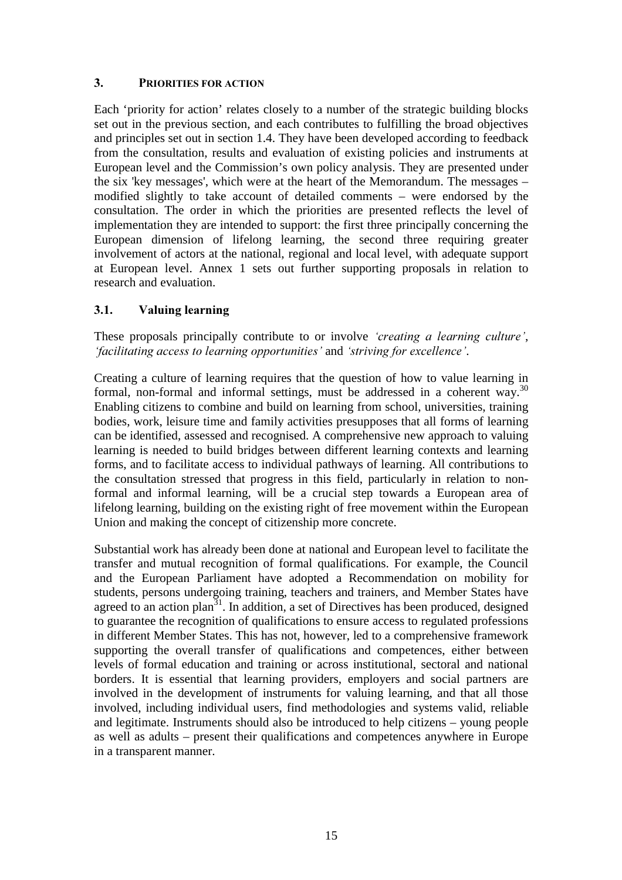## 3. PRIORITIES FOR ACTION

Each 'priority for action' relates closely to a number of the strategic building blocks set out in the previous section, and each contributes to fulfilling the broad objectives and principles set out in section 1.4. They have been developed according to feedback from the consultation, results and evaluation of existing policies and instruments at European level and the Commission's own policy analysis. They are presented under the six 'key messages', which were at the heart of the Memorandum. The messages – modified slightly to take account of detailed comments – were endorsed by the consultation. The order in which the priorities are presented reflects the level of implementation they are intended to support: the first three principally concerning the European dimension of lifelong learning, the second three requiring greater involvement of actors at the national, regional and local level, with adequate support at European level. Annex 1 sets out further supporting proposals in relation to research and evaluation.

### 3.1. Valuing learning

These proposals principally contribute to or involve *'creating a learning culture'*, *'facilitating access to learning opportunities'* and *'striving for excellence'*.

Creating a culture of learning requires that the question of how to value learning in formal, non-formal and informal settings, must be addressed in a coherent way.[30] Enabling citizens to combine and build on learning from school, universities, training bodies, work, leisure time and family activities presupposes that all forms of learning can be identified, assessed and recognised. A comprehensive new approach to valuing learning is needed to build bridges between different learning contexts and learning forms, and to facilitate access to individual pathways of learning. All contributions to the consultation stressed that progress in this field, particularly in relation to non-formal and informal learning, will be a crucial step towards a European area of lifelong learning, building on the existing right of free movement within the European Union and making the concept of citizenship more concrete.

Substantial work has already been done at national and European level to facilitate the transfer and mutual recognition of formal qualifications. For example, the Council and the European Parliament have adopted a Recommendation on mobility for students, persons undergoing training, teachers and trainers, and Member States have agreed to an action plan[31]. In addition, a set of Directives has been produced, designed to guarantee the recognition of qualifications to ensure access to regulated professions in different Member States. This has not, however, led to a comprehensive framework supporting the overall transfer of qualifications and competences, either between levels of formal education and training or across institutional, sectoral and national borders. It is essential that learning providers, employers and social partners are involved in the development of instruments for valuing learning, and that all those involved, including individual users, find methodologies and systems valid, reliable and legitimate. Instruments should also be introduced to help citizens – young people as well as adults – present their qualifications and competences anywhere in Europe in a transparent manner.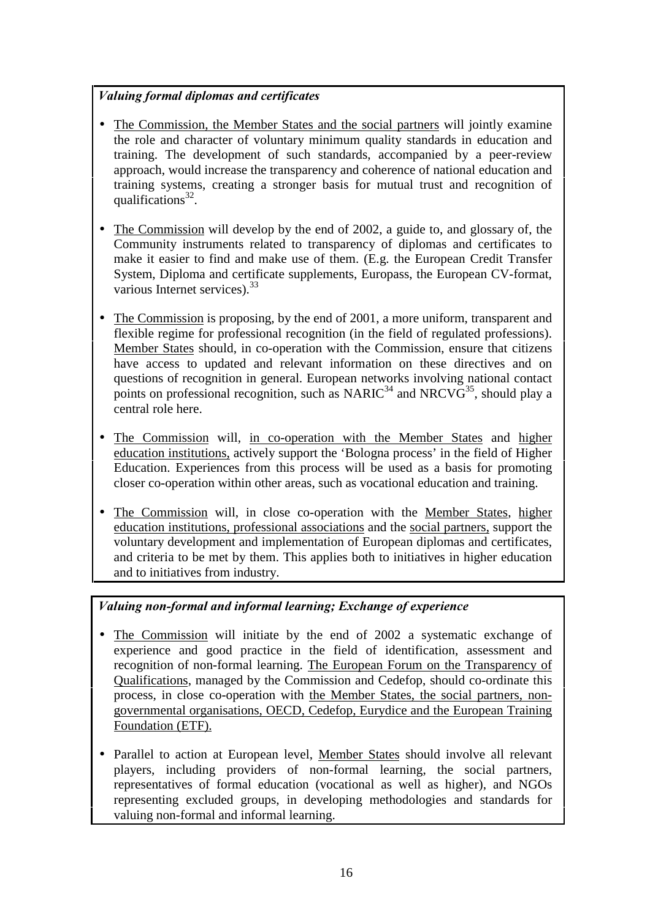***Valuing formal diplomas and certificates***

- The Commission, the Member States and the social partners will jointly examine the role and character of voluntary minimum quality standards in education and training. The development of such standards, accompanied by a peer-review approach, would increase the transparency and coherence of national education and training systems, creating a stronger basis for mutual trust and recognition of qualifications[32].

- The Commission will develop by the end of 2002, a guide to, and glossary of, the Community instruments related to transparency of diplomas and certificates to make it easier to find and make use of them. (E.g. the European Credit Transfer System, Diploma and certificate supplements, Europass, the European CV-format, various Internet services).[33]

- The Commission is proposing, by the end of 2001, a more uniform, transparent and flexible regime for professional recognition (in the field of regulated professions). Member States should, in co-operation with the Commission, ensure that citizens have access to updated and relevant information on these directives and on questions of recognition in general. European networks involving national contact points on professional recognition, such as NARIC[34] and NRCVG[35], should play a central role here.

- The Commission will, in co-operation with the Member States and higher education institutions, actively support the 'Bologna process' in the field of Higher Education. Experiences from this process will be used as a basis for promoting closer co-operation within other areas, such as vocational education and training.

- The Commission will, in close co-operation with the Member States, higher education institutions, professional associations and the social partners, support the voluntary development and implementation of European diplomas and certificates, and criteria to be met by them. This applies both to initiatives in higher education and to initiatives from industry.

***Valuing non-formal and informal learning; Exchange of experience***

- The Commission will initiate by the end of 2002 a systematic exchange of experience and good practice in the field of identification, assessment and recognition of non-formal learning. The European Forum on the Transparency of Qualifications, managed by the Commission and Cedefop, should co-ordinate this process, in close co-operation with the Member States, the social partners, non-governmental organisations, OECD, Cedefop, Eurydice and the European Training Foundation (ETF).

- Parallel to action at European level, Member States should involve all relevant players, including providers of non-formal learning, the social partners, representatives of formal education (vocational as well as higher), and NGOs representing excluded groups, in developing methodologies and standards for valuing non-formal and informal learning.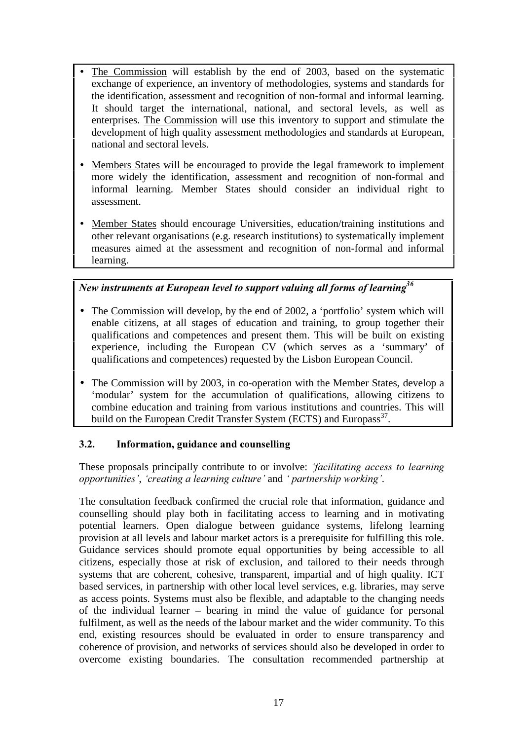- The Commission will establish by the end of 2003, based on the systematic exchange of experience, an inventory of methodologies, systems and standards for the identification, assessment and recognition of non-formal and informal learning. It should target the international, national, and sectoral levels, as well as enterprises. The Commission will use this inventory to support and stimulate the development of high quality assessment methodologies and standards at European, national and sectoral levels.
- Members States will be encouraged to provide the legal framework to implement more widely the identification, assessment and recognition of non-formal and informal learning. Member States should consider an individual right to assessment.
- Member States should encourage Universities, education/training institutions and other relevant organisations (e.g. research institutions) to systematically implement measures aimed at the assessment and recognition of non-formal and informal learning.

***New instruments at European level to support valuing all forms of learning***[36]

- The Commission will develop, by the end of 2002, a 'portfolio' system which will enable citizens, at all stages of education and training, to group together their qualifications and competences and present them. This will be built on existing experience, including the European CV (which serves as a 'summary' of qualifications and competences) requested by the Lisbon European Council.
- The Commission will by 2003, in co-operation with the Member States, develop a 'modular' system for the accumulation of qualifications, allowing citizens to combine education and training from various institutions and countries. This will build on the European Credit Transfer System (ECTS) and Europass[37].

### 3.2. Information, guidance and counselling

These proposals principally contribute to or involve: *'facilitating access to learning opportunities'*, *'creating a learning culture'* and *' partnership working'*.

The consultation feedback confirmed the crucial role that information, guidance and counselling should play both in facilitating access to learning and in motivating potential learners. Open dialogue between guidance systems, lifelong learning provision at all levels and labour market actors is a prerequisite for fulfilling this role. Guidance services should promote equal opportunities by being accessible to all citizens, especially those at risk of exclusion, and tailored to their needs through systems that are coherent, cohesive, transparent, impartial and of high quality. ICT based services, in partnership with other local level services, e.g. libraries, may serve as access points. Systems must also be flexible, and adaptable to the changing needs of the individual learner – bearing in mind the value of guidance for personal fulfilment, as well as the needs of the labour market and the wider community. To this end, existing resources should be evaluated in order to ensure transparency and coherence of provision, and networks of services should also be developed in order to overcome existing boundaries. The consultation recommended partnership at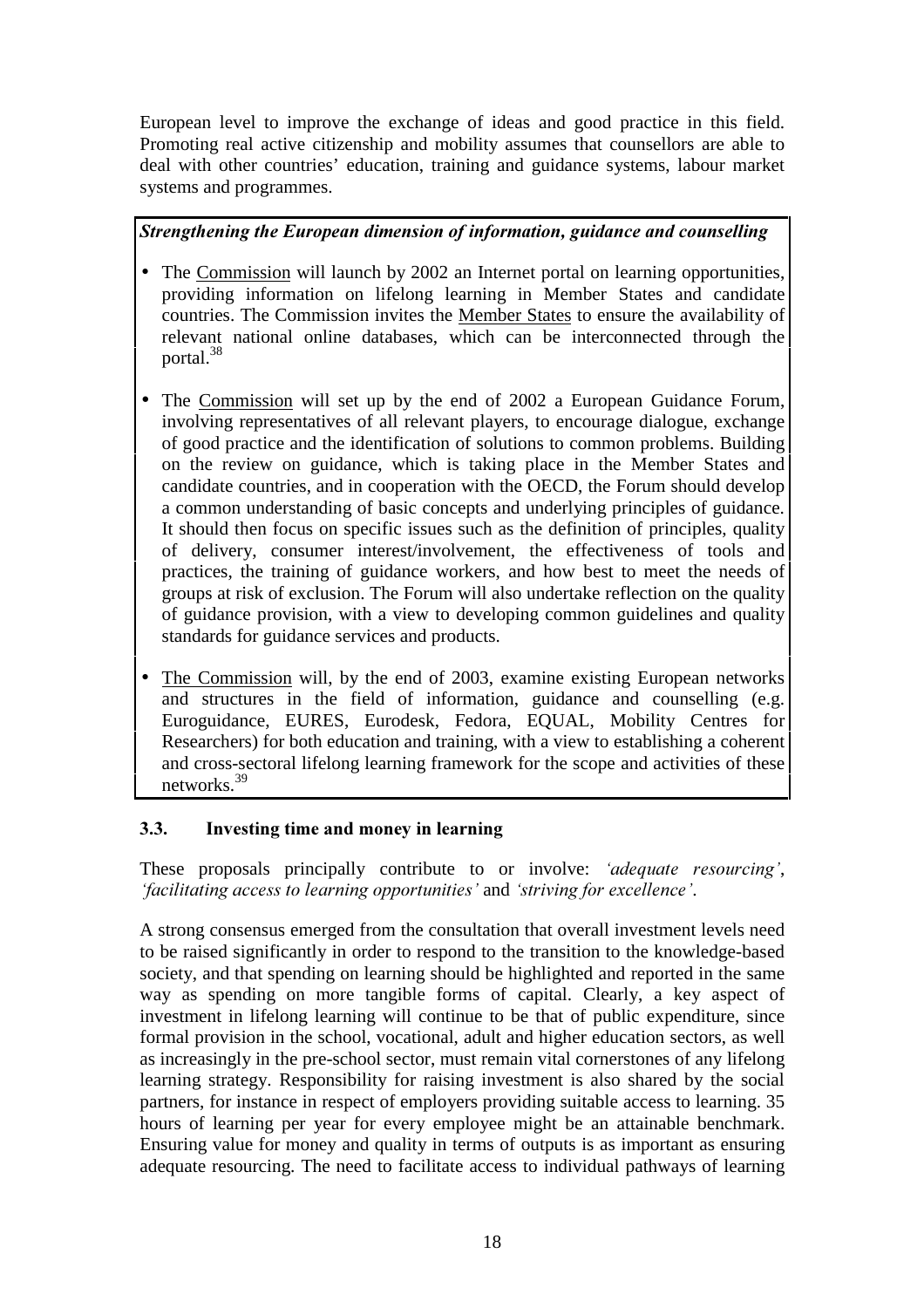European level to improve the exchange of ideas and good practice in this field. Promoting real active citizenship and mobility assumes that counsellors are able to deal with other countries' education, training and guidance systems, labour market systems and programmes.

***Strengthening the European dimension of information, guidance and counselling***

- The Commission will launch by 2002 an Internet portal on learning opportunities, providing information on lifelong learning in Member States and candidate countries. The Commission invites the Member States to ensure the availability of relevant national online databases, which can be interconnected through the portal.[38]
- The Commission will set up by the end of 2002 a European Guidance Forum, involving representatives of all relevant players, to encourage dialogue, exchange of good practice and the identification of solutions to common problems. Building on the review on guidance, which is taking place in the Member States and candidate countries, and in cooperation with the OECD, the Forum should develop a common understanding of basic concepts and underlying principles of guidance. It should then focus on specific issues such as the definition of principles, quality of delivery, consumer interest/involvement, the effectiveness of tools and practices, the training of guidance workers, and how best to meet the needs of groups at risk of exclusion. The Forum will also undertake reflection on the quality of guidance provision, with a view to developing common guidelines and quality standards for guidance services and products.
- The Commission will, by the end of 2003, examine existing European networks and structures in the field of information, guidance and counselling (e.g. Euroguidance, EURES, Eurodesk, Fedora, EQUAL, Mobility Centres for Researchers) for both education and training, with a view to establishing a coherent and cross-sectoral lifelong learning framework for the scope and activities of these networks.[39]

### 3.3. Investing time and money in learning

These proposals principally contribute to or involve: *'adequate resourcing'*, *'facilitating access to learning opportunities'* and *'striving for excellence'*.

A strong consensus emerged from the consultation that overall investment levels need to be raised significantly in order to respond to the transition to the knowledge-based society, and that spending on learning should be highlighted and reported in the same way as spending on more tangible forms of capital. Clearly, a key aspect of investment in lifelong learning will continue to be that of public expenditure, since formal provision in the school, vocational, adult and higher education sectors, as well as increasingly in the pre-school sector, must remain vital cornerstones of any lifelong learning strategy. Responsibility for raising investment is also shared by the social partners, for instance in respect of employers providing suitable access to learning. 35 hours of learning per year for every employee might be an attainable benchmark. Ensuring value for money and quality in terms of outputs is as important as ensuring adequate resourcing. The need to facilitate access to individual pathways of learning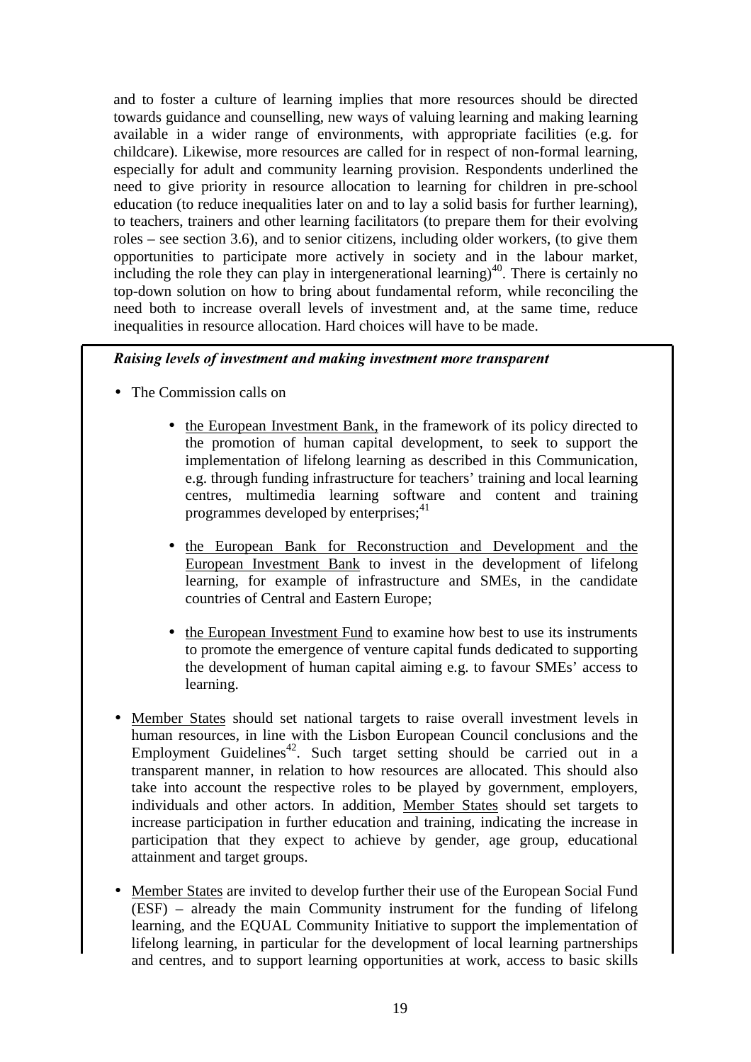and to foster a culture of learning implies that more resources should be directed towards guidance and counselling, new ways of valuing learning and making learning available in a wider range of environments, with appropriate facilities (e.g. for childcare). Likewise, more resources are called for in respect of non-formal learning, especially for adult and community learning provision. Respondents underlined the need to give priority in resource allocation to learning for children in pre-school education (to reduce inequalities later on and to lay a solid basis for further learning), to teachers, trainers and other learning facilitators (to prepare them for their evolving roles – see section 3.6), and to senior citizens, including older workers, (to give them opportunities to participate more actively in society and in the labour market, including the role they can play in intergenerational learning)[40]. There is certainly no top-down solution on how to bring about fundamental reform, while reconciling the need both to increase overall levels of investment and, at the same time, reduce inequalities in resource allocation. Hard choices will have to be made.

***Raising levels of investment and making investment more transparent***

- The Commission calls on
  - the European Investment Bank, in the framework of its policy directed to the promotion of human capital development, to seek to support the implementation of lifelong learning as described in this Communication, e.g. through funding infrastructure for teachers' training and local learning centres, multimedia learning software and content and training programmes developed by enterprises;[41]
  - the European Bank for Reconstruction and Development and the European Investment Bank to invest in the development of lifelong learning, for example of infrastructure and SMEs, in the candidate countries of Central and Eastern Europe;
  - the European Investment Fund to examine how best to use its instruments to promote the emergence of venture capital funds dedicated to supporting the development of human capital aiming e.g. to favour SMEs' access to learning.
- Member States should set national targets to raise overall investment levels in human resources, in line with the Lisbon European Council conclusions and the Employment Guidelines[42]. Such target setting should be carried out in a transparent manner, in relation to how resources are allocated. This should also take into account the respective roles to be played by government, employers, individuals and other actors. In addition, Member States should set targets to increase participation in further education and training, indicating the increase in participation that they expect to achieve by gender, age group, educational attainment and target groups.
- Member States are invited to develop further their use of the European Social Fund (ESF) – already the main Community instrument for the funding of lifelong learning, and the EQUAL Community Initiative to support the implementation of lifelong learning, in particular for the development of local learning partnerships and centres, and to support learning opportunities at work, access to basic skills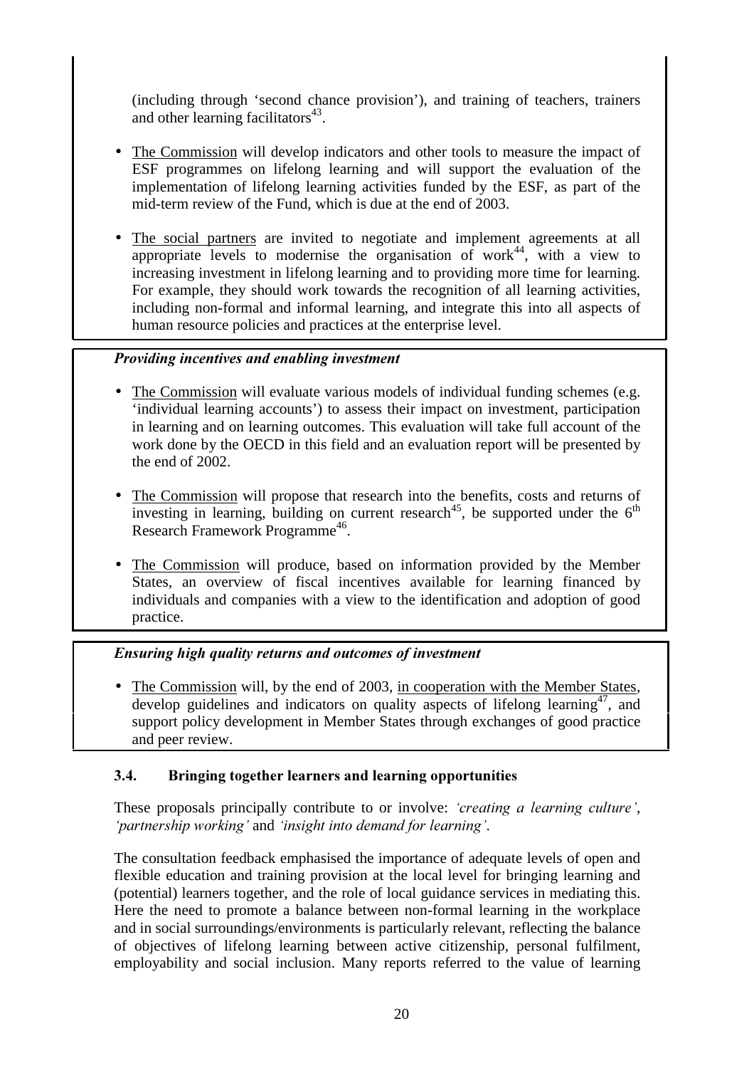(including through 'second chance provision'), and training of teachers, trainers and other learning facilitators[43].

- The Commission will develop indicators and other tools to measure the impact of ESF programmes on lifelong learning and will support the evaluation of the implementation of lifelong learning activities funded by the ESF, as part of the mid-term review of the Fund, which is due at the end of 2003.

- The social partners are invited to negotiate and implement agreements at all appropriate levels to modernise the organisation of work[44], with a view to increasing investment in lifelong learning and to providing more time for learning. For example, they should work towards the recognition of all learning activities, including non-formal and informal learning, and integrate this into all aspects of human resource policies and practices at the enterprise level.

***Providing incentives and enabling investment***

- The Commission will evaluate various models of individual funding schemes (e.g. 'individual learning accounts') to assess their impact on investment, participation in learning and on learning outcomes. This evaluation will take full account of the work done by the OECD in this field and an evaluation report will be presented by the end of 2002.

- The Commission will propose that research into the benefits, costs and returns of investing in learning, building on current research[45], be supported under the 6th Research Framework Programme[46].

- The Commission will produce, based on information provided by the Member States, an overview of fiscal incentives available for learning financed by individuals and companies with a view to the identification and adoption of good practice.

***Ensuring high quality returns and outcomes of investment***

- The Commission will, by the end of 2003, in cooperation with the Member States, develop guidelines and indicators on quality aspects of lifelong learning[47], and support policy development in Member States through exchanges of good practice and peer review.

### 3.4. Bringing together learners and learning opportunities

These proposals principally contribute to or involve: *'creating a learning culture'*, *'partnership working'* and *'insight into demand for learning'*.

The consultation feedback emphasised the importance of adequate levels of open and flexible education and training provision at the local level for bringing learning and (potential) learners together, and the role of local guidance services in mediating this. Here the need to promote a balance between non-formal learning in the workplace and in social surroundings/environments is particularly relevant, reflecting the balance of objectives of lifelong learning between active citizenship, personal fulfilment, employability and social inclusion. Many reports referred to the value of learning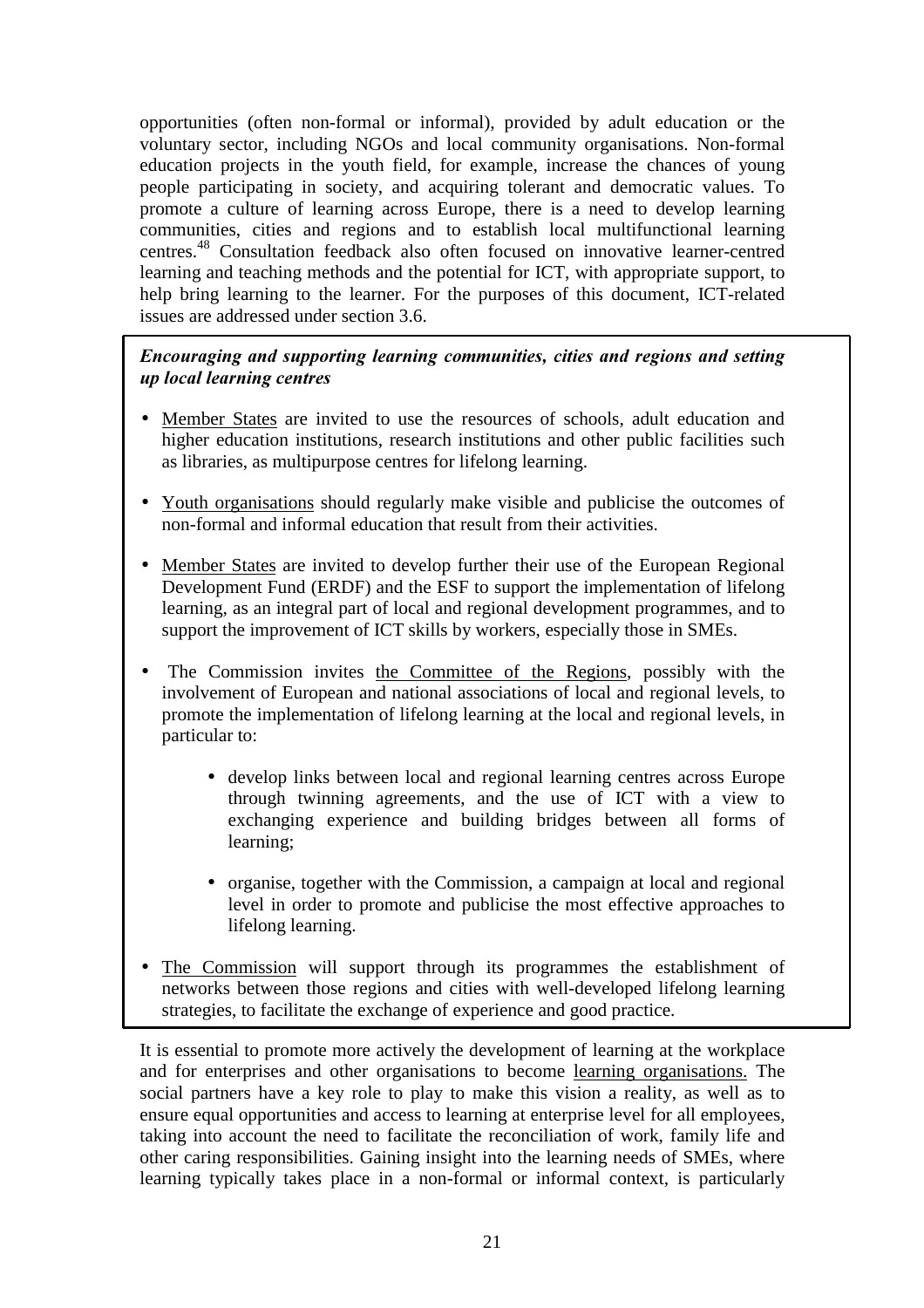opportunities (often non-formal or informal), provided by adult education or the voluntary sector, including NGOs and local community organisations. Non-formal education projects in the youth field, for example, increase the chances of young people participating in society, and acquiring tolerant and democratic values. To promote a culture of learning across Europe, there is a need to develop learning communities, cities and regions and to establish local multifunctional learning centres.[48] Consultation feedback also often focused on innovative learner-centred learning and teaching methods and the potential for ICT, with appropriate support, to help bring learning to the learner. For the purposes of this document, ICT-related issues are addressed under section 3.6.

***Encouraging and supporting learning communities, cities and regions and setting up local learning centres***

- Member States are invited to use the resources of schools, adult education and higher education institutions, research institutions and other public facilities such as libraries, as multipurpose centres for lifelong learning.
- Youth organisations should regularly make visible and publicise the outcomes of non-formal and informal education that result from their activities.
- Member States are invited to develop further their use of the European Regional Development Fund (ERDF) and the ESF to support the implementation of lifelong learning, as an integral part of local and regional development programmes, and to support the improvement of ICT skills by workers, especially those in SMEs.
- The Commission invites the Committee of the Regions, possibly with the involvement of European and national associations of local and regional levels, to promote the implementation of lifelong learning at the local and regional levels, in particular to:
  - develop links between local and regional learning centres across Europe through twinning agreements, and the use of ICT with a view to exchanging experience and building bridges between all forms of learning;
  - organise, together with the Commission, a campaign at local and regional level in order to promote and publicise the most effective approaches to lifelong learning.
- The Commission will support through its programmes the establishment of networks between those regions and cities with well-developed lifelong learning strategies, to facilitate the exchange of experience and good practice.

It is essential to promote more actively the development of learning at the workplace and for enterprises and other organisations to become learning organisations. The social partners have a key role to play to make this vision a reality, as well as to ensure equal opportunities and access to learning at enterprise level for all employees, taking into account the need to facilitate the reconciliation of work, family life and other caring responsibilities. Gaining insight into the learning needs of SMEs, where learning typically takes place in a non-formal or informal context, is particularly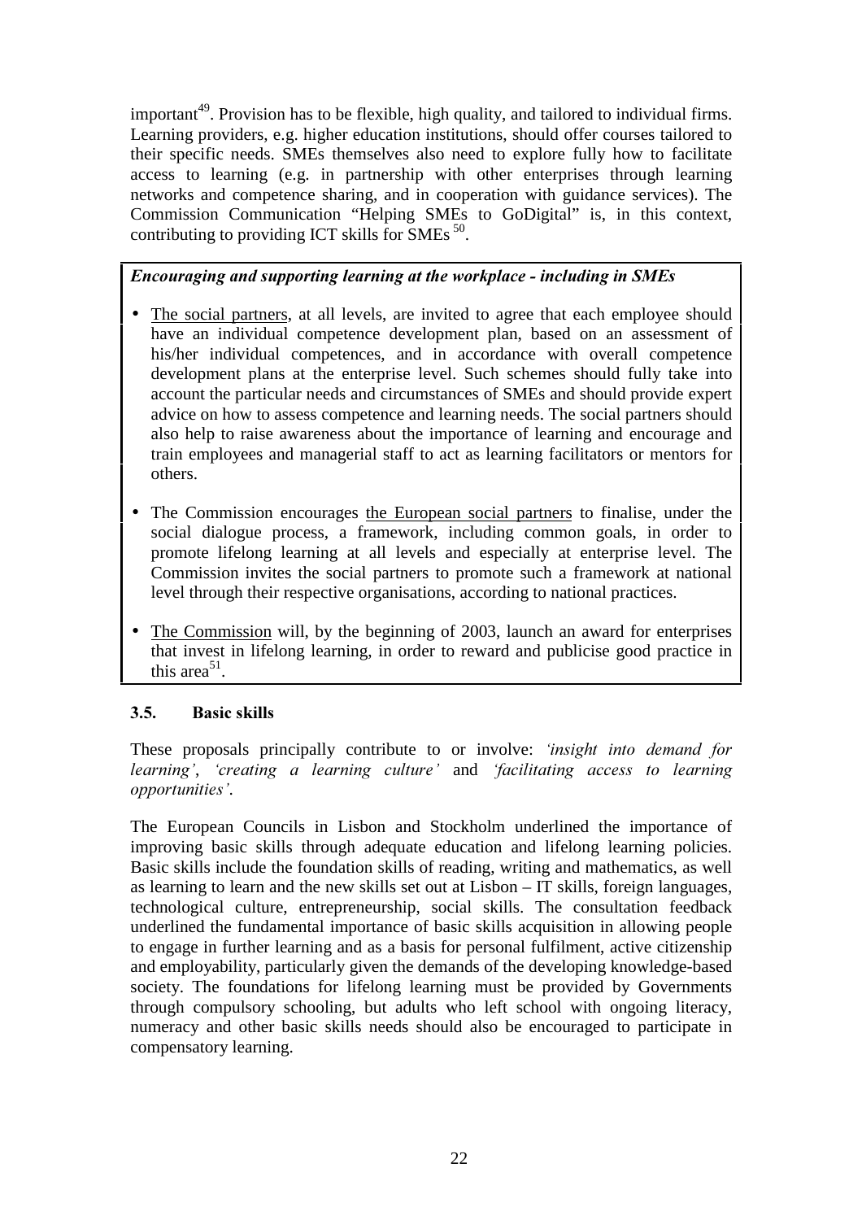important[49]. Provision has to be flexible, high quality, and tailored to individual firms. Learning providers, e.g. higher education institutions, should offer courses tailored to their specific needs. SMEs themselves also need to explore fully how to facilitate access to learning (e.g. in partnership with other enterprises through learning networks and competence sharing, and in cooperation with guidance services). The Commission Communication "Helping SMEs to GoDigital" is, in this context, contributing to providing ICT skills for SMEs [50].

***Encouraging and supporting learning at the workplace - including in SMEs***

- The social partners, at all levels, are invited to agree that each employee should have an individual competence development plan, based on an assessment of his/her individual competences, and in accordance with overall competence development plans at the enterprise level. Such schemes should fully take into account the particular needs and circumstances of SMEs and should provide expert advice on how to assess competence and learning needs. The social partners should also help to raise awareness about the importance of learning and encourage and train employees and managerial staff to act as learning facilitators or mentors for others.
- The Commission encourages the European social partners to finalise, under the social dialogue process, a framework, including common goals, in order to promote lifelong learning at all levels and especially at enterprise level. The Commission invites the social partners to promote such a framework at national level through their respective organisations, according to national practices.
- The Commission will, by the beginning of 2003, launch an award for enterprises that invest in lifelong learning, in order to reward and publicise good practice in this area[51].

### 3.5. Basic skills

These proposals principally contribute to or involve: *'insight into demand for learning'*, *'creating a learning culture'* and *'facilitating access to learning opportunities'*.

The European Councils in Lisbon and Stockholm underlined the importance of improving basic skills through adequate education and lifelong learning policies. Basic skills include the foundation skills of reading, writing and mathematics, as well as learning to learn and the new skills set out at Lisbon – IT skills, foreign languages, technological culture, entrepreneurship, social skills. The consultation feedback underlined the fundamental importance of basic skills acquisition in allowing people to engage in further learning and as a basis for personal fulfilment, active citizenship and employability, particularly given the demands of the developing knowledge-based society. The foundations for lifelong learning must be provided by Governments through compulsory schooling, but adults who left school with ongoing literacy, numeracy and other basic skills needs should also be encouraged to participate in compensatory learning.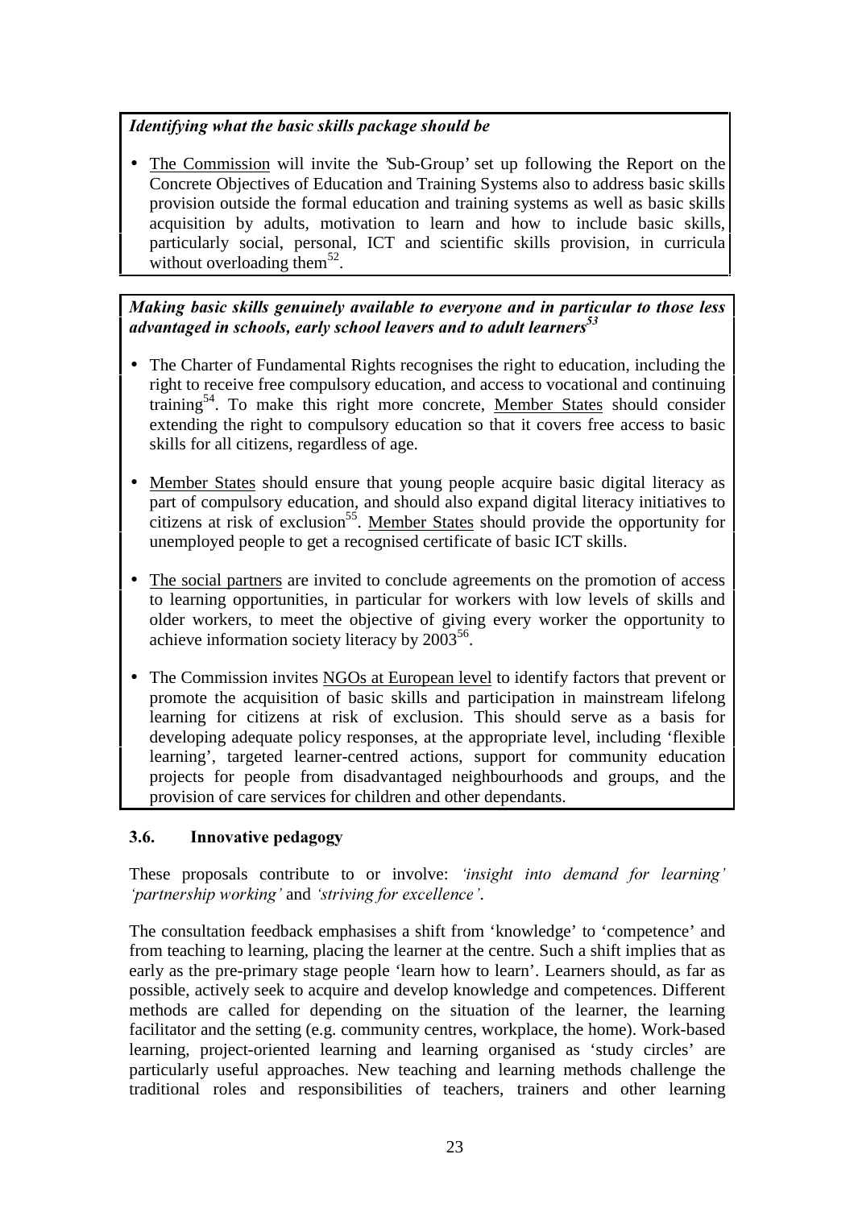*Identifying what the basic skills package should be*

- The Commission will invite the 'Sub-Group' set up following the Report on the Concrete Objectives of Education and Training Systems also to address basic skills provision outside the formal education and training systems as well as basic skills acquisition by adults, motivation to learn and how to include basic skills, particularly social, personal, ICT and scientific skills provision, in curricula without overloading them[52].

***Making basic skills genuinely available to everyone and in particular to those less advantaged in schools, early school leavers and to adult learners[53]***

- The Charter of Fundamental Rights recognises the right to education, including the right to receive free compulsory education, and access to vocational and continuing training[54]. To make this right more concrete, Member States should consider extending the right to compulsory education so that it covers free access to basic skills for all citizens, regardless of age.

- Member States should ensure that young people acquire basic digital literacy as part of compulsory education, and should also expand digital literacy initiatives to citizens at risk of exclusion[55]. Member States should provide the opportunity for unemployed people to get a recognised certificate of basic ICT skills.

- The social partners are invited to conclude agreements on the promotion of access to learning opportunities, in particular for workers with low levels of skills and older workers, to meet the objective of giving every worker the opportunity to achieve information society literacy by 2003[56].

- The Commission invites NGOs at European level to identify factors that prevent or promote the acquisition of basic skills and participation in mainstream lifelong learning for citizens at risk of exclusion. This should serve as a basis for developing adequate policy responses, at the appropriate level, including 'flexible learning', targeted learner-centred actions, support for community education projects for people from disadvantaged neighbourhoods and groups, and the provision of care services for children and other dependants.

### 3.6. Innovative pedagogy

These proposals contribute to or involve: *'insight into demand for learning' 'partnership working'* and *'striving for excellence'*.

The consultation feedback emphasises a shift from 'knowledge' to 'competence' and from teaching to learning, placing the learner at the centre. Such a shift implies that as early as the pre-primary stage people 'learn how to learn'. Learners should, as far as possible, actively seek to acquire and develop knowledge and competences. Different methods are called for depending on the situation of the learner, the learning facilitator and the setting (e.g. community centres, workplace, the home). Work-based learning, project-oriented learning and learning organised as 'study circles' are particularly useful approaches. New teaching and learning methods challenge the traditional roles and responsibilities of teachers, trainers and other learning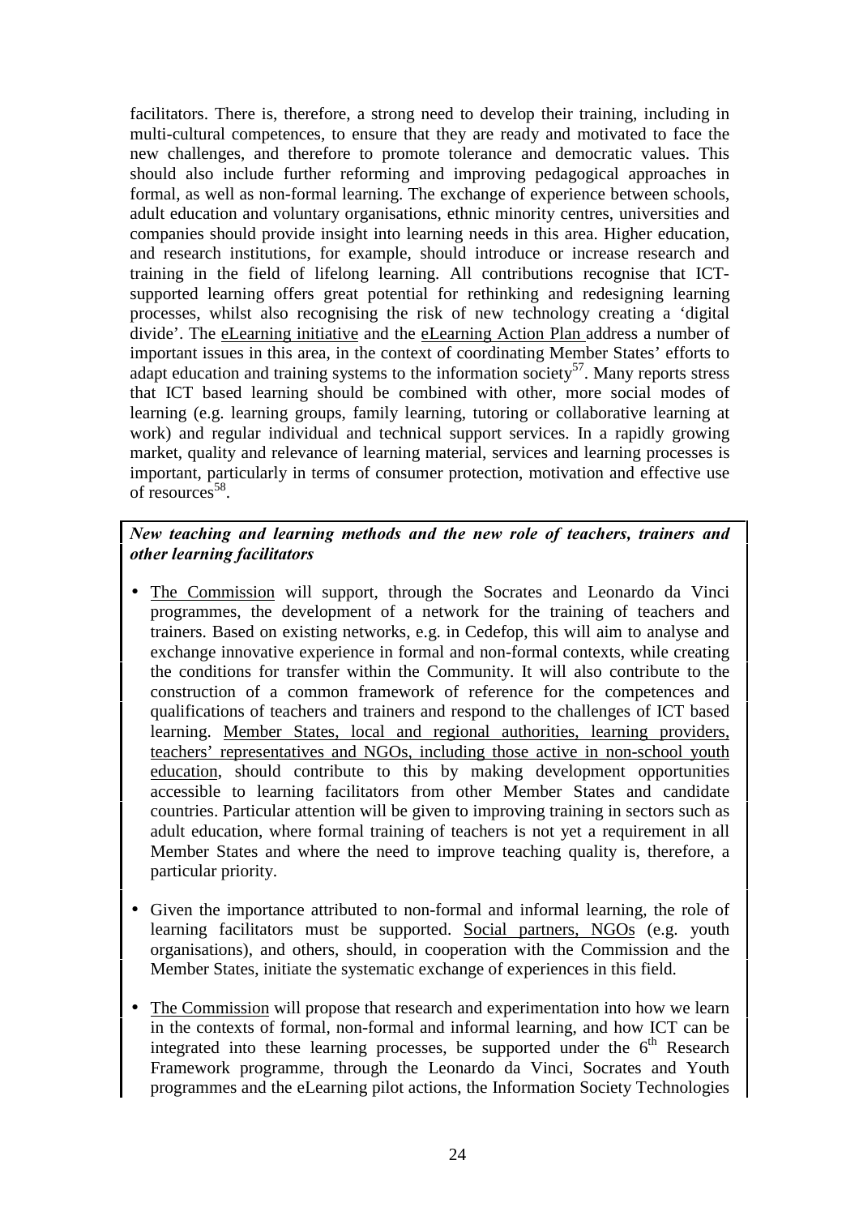facilitators. There is, therefore, a strong need to develop their training, including in multi-cultural competences, to ensure that they are ready and motivated to face the new challenges, and therefore to promote tolerance and democratic values. This should also include further reforming and improving pedagogical approaches in formal, as well as non-formal learning. The exchange of experience between schools, adult education and voluntary organisations, ethnic minority centres, universities and companies should provide insight into learning needs in this area. Higher education, and research institutions, for example, should introduce or increase research and training in the field of lifelong learning. All contributions recognise that ICT-supported learning offers great potential for rethinking and redesigning learning processes, whilst also recognising the risk of new technology creating a 'digital divide'. The eLearning initiative and the eLearning Action Plan address a number of important issues in this area, in the context of coordinating Member States' efforts to adapt education and training systems to the information society[57]. Many reports stress that ICT based learning should be combined with other, more social modes of learning (e.g. learning groups, family learning, tutoring or collaborative learning at work) and regular individual and technical support services. In a rapidly growing market, quality and relevance of learning material, services and learning processes is important, particularly in terms of consumer protection, motivation and effective use of resources[58].

***New teaching and learning methods and the new role of teachers, trainers and other learning facilitators***

- The Commission will support, through the Socrates and Leonardo da Vinci programmes, the development of a network for the training of teachers and trainers. Based on existing networks, e.g. in Cedefop, this will aim to analyse and exchange innovative experience in formal and non-formal contexts, while creating the conditions for transfer within the Community. It will also contribute to the construction of a common framework of reference for the competences and qualifications of teachers and trainers and respond to the challenges of ICT based learning. Member States, local and regional authorities, learning providers, teachers' representatives and NGOs, including those active in non-school youth education, should contribute to this by making development opportunities accessible to learning facilitators from other Member States and candidate countries. Particular attention will be given to improving training in sectors such as adult education, where formal training of teachers is not yet a requirement in all Member States and where the need to improve teaching quality is, therefore, a particular priority.

- Given the importance attributed to non-formal and informal learning, the role of learning facilitators must be supported. Social partners, NGOs (e.g. youth organisations), and others, should, in cooperation with the Commission and the Member States, initiate the systematic exchange of experiences in this field.

- The Commission will propose that research and experimentation into how we learn in the contexts of formal, non-formal and informal learning, and how ICT can be integrated into these learning processes, be supported under the 6th Research Framework programme, through the Leonardo da Vinci, Socrates and Youth programmes and the eLearning pilot actions, the Information Society Technologies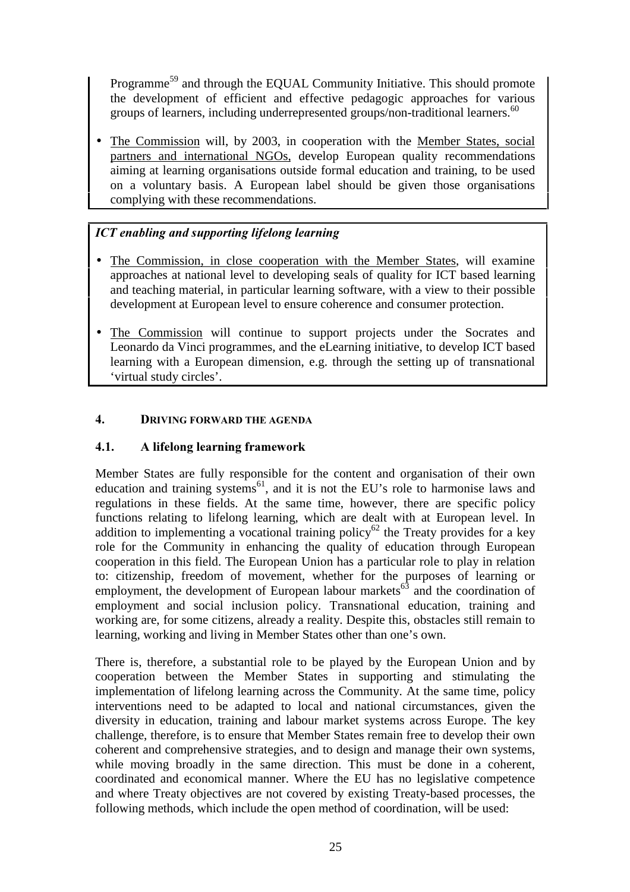Programme[59] and through the EQUAL Community Initiative. This should promote the development of efficient and effective pedagogic approaches for various groups of learners, including underrepresented groups/non-traditional learners.[60]

- The Commission will, by 2003, in cooperation with the Member States, social partners and international NGOs, develop European quality recommendations aiming at learning organisations outside formal education and training, to be used on a voluntary basis. A European label should be given those organisations complying with these recommendations.

***ICT enabling and supporting lifelong learning***

- The Commission, in close cooperation with the Member States, will examine approaches at national level to developing seals of quality for ICT based learning and teaching material, in particular learning software, with a view to their possible development at European level to ensure coherence and consumer protection.

- The Commission will continue to support projects under the Socrates and Leonardo da Vinci programmes, and the eLearning initiative, to develop ICT based learning with a European dimension, e.g. through the setting up of transnational 'virtual study circles'.

## 4. Driving forward the agenda

### 4.1. A lifelong learning framework

Member States are fully responsible for the content and organisation of their own education and training systems[61], and it is not the EU's role to harmonise laws and regulations in these fields. At the same time, however, there are specific policy functions relating to lifelong learning, which are dealt with at European level. In addition to implementing a vocational training policy[62] the Treaty provides for a key role for the Community in enhancing the quality of education through European cooperation in this field. The European Union has a particular role to play in relation to: citizenship, freedom of movement, whether for the purposes of learning or employment, the development of European labour markets[63] and the coordination of employment and social inclusion policy. Transnational education, training and working are, for some citizens, already a reality. Despite this, obstacles still remain to learning, working and living in Member States other than one's own.

There is, therefore, a substantial role to be played by the European Union and by cooperation between the Member States in supporting and stimulating the implementation of lifelong learning across the Community. At the same time, policy interventions need to be adapted to local and national circumstances, given the diversity in education, training and labour market systems across Europe. The key challenge, therefore, is to ensure that Member States remain free to develop their own coherent and comprehensive strategies, and to design and manage their own systems, while moving broadly in the same direction. This must be done in a coherent, coordinated and economical manner. Where the EU has no legislative competence and where Treaty objectives are not covered by existing Treaty-based processes, the following methods, which include the open method of coordination, will be used: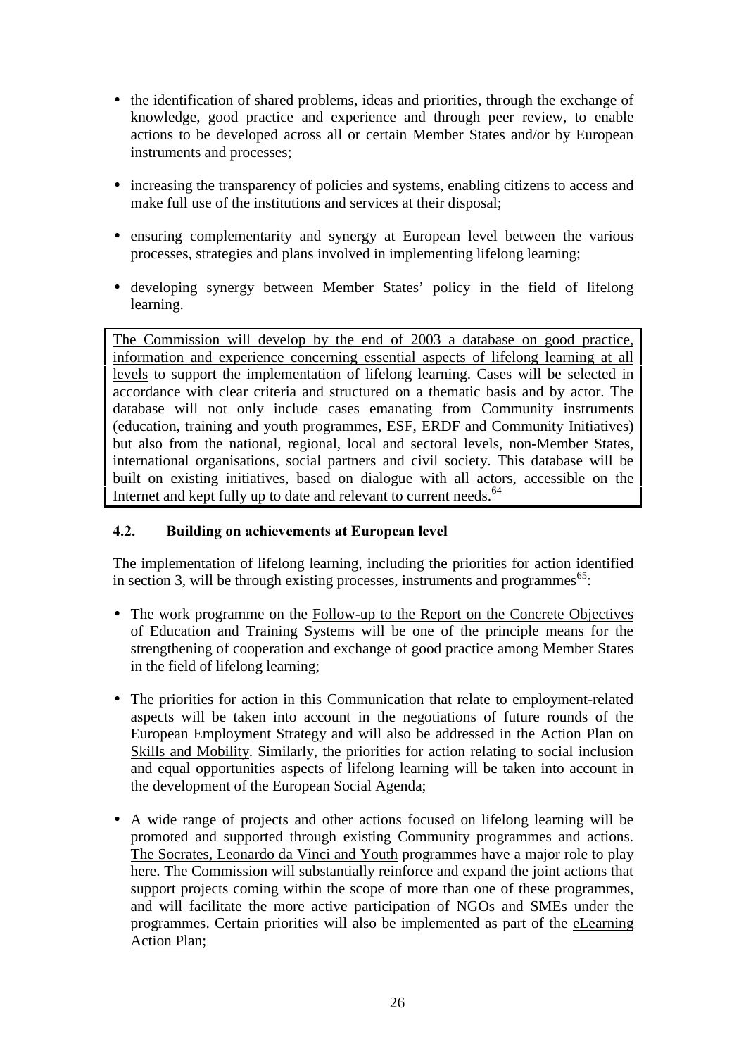- the identification of shared problems, ideas and priorities, through the exchange of knowledge, good practice and experience and through peer review, to enable actions to be developed across all or certain Member States and/or by European instruments and processes;

- increasing the transparency of policies and systems, enabling citizens to access and make full use of the institutions and services at their disposal;

- ensuring complementarity and synergy at European level between the various processes, strategies and plans involved in implementing lifelong learning;

- developing synergy between Member States' policy in the field of lifelong learning.

> <u>The Commission will develop by the end of 2003 a database on good practice, information and experience concerning essential aspects of lifelong learning at all levels</u> to support the implementation of lifelong learning. Cases will be selected in accordance with clear criteria and structured on a thematic basis and by actor. The database will not only include cases emanating from Community instruments (education, training and youth programmes, ESF, ERDF and Community Initiatives) but also from the national, regional, local and sectoral levels, non-Member States, international organisations, social partners and civil society. This database will be built on existing initiatives, based on dialogue with all actors, accessible on the Internet and kept fully up to date and relevant to current needs.[64]

### 4.2. Building on achievements at European level

The implementation of lifelong learning, including the priorities for action identified in section 3, will be through existing processes, instruments and programmes[65]:

- The work programme on the <u>Follow-up to the Report on the Concrete Objectives</u> of Education and Training Systems will be one of the principle means for the strengthening of cooperation and exchange of good practice among Member States in the field of lifelong learning;

- The priorities for action in this Communication that relate to employment-related aspects will be taken into account in the negotiations of future rounds of the <u>European Employment Strategy</u> and will also be addressed in the <u>Action Plan on Skills and Mobility</u>. Similarly, the priorities for action relating to social inclusion and equal opportunities aspects of lifelong learning will be taken into account in the development of the <u>European Social Agenda</u>;

- A wide range of projects and other actions focused on lifelong learning will be promoted and supported through existing Community programmes and actions. <u>The Socrates, Leonardo da Vinci and Youth</u> programmes have a major role to play here. The Commission will substantially reinforce and expand the joint actions that support projects coming within the scope of more than one of these programmes, and will facilitate the more active participation of NGOs and SMEs under the programmes. Certain priorities will also be implemented as part of the <u>eLearning Action Plan</u>;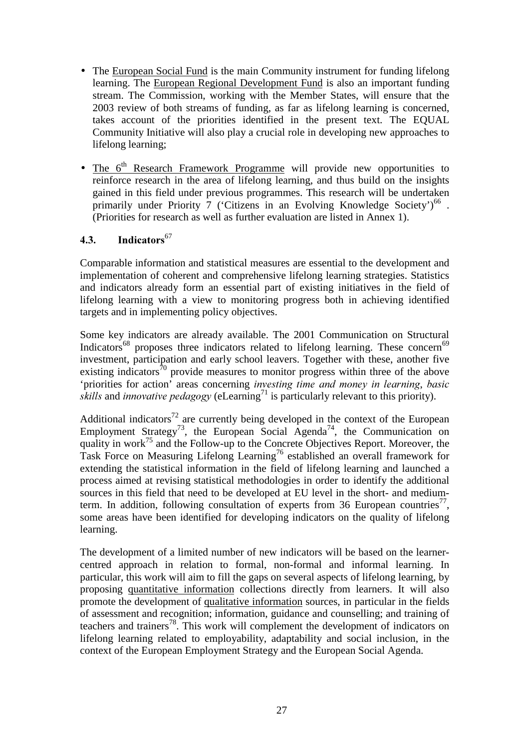- The European Social Fund is the main Community instrument for funding lifelong learning. The European Regional Development Fund is also an important funding stream. The Commission, working with the Member States, will ensure that the 2003 review of both streams of funding, as far as lifelong learning is concerned, takes account of the priorities identified in the present text. The EQUAL Community Initiative will also play a crucial role in developing new approaches to lifelong learning;

- The 6th Research Framework Programme will provide new opportunities to reinforce research in the area of lifelong learning, and thus build on the insights gained in this field under previous programmes. This research will be undertaken primarily under Priority 7 ('Citizens in an Evolving Knowledge Society')[66] . (Priorities for research as well as further evaluation are listed in Annex 1).

## 4.3. Indicators[67]

Comparable information and statistical measures are essential to the development and implementation of coherent and comprehensive lifelong learning strategies. Statistics and indicators already form an essential part of existing initiatives in the field of lifelong learning with a view to monitoring progress both in achieving identified targets and in implementing policy objectives.

Some key indicators are already available. The 2001 Communication on Structural Indicators[68] proposes three indicators related to lifelong learning. These concern[69] investment, participation and early school leavers. Together with these, another five existing indicators[70] provide measures to monitor progress within three of the above 'priorities for action' areas concerning *investing time and money in learning*, *basic skills* and *innovative pedagogy* (eLearning[71] is particularly relevant to this priority).

Additional indicators[72] are currently being developed in the context of the European Employment Strategy[73], the European Social Agenda[74], the Communication on quality in work[75] and the Follow-up to the Concrete Objectives Report. Moreover, the Task Force on Measuring Lifelong Learning[76] established an overall framework for extending the statistical information in the field of lifelong learning and launched a process aimed at revising statistical methodologies in order to identify the additional sources in this field that need to be developed at EU level in the short- and medium-term. In addition, following consultation of experts from 36 European countries[77], some areas have been identified for developing indicators on the quality of lifelong learning.

The development of a limited number of new indicators will be based on the learner-centred approach in relation to formal, non-formal and informal learning. In particular, this work will aim to fill the gaps on several aspects of lifelong learning, by proposing quantitative information collections directly from learners. It will also promote the development of qualitative information sources, in particular in the fields of assessment and recognition; information, guidance and counselling; and training of teachers and trainers[78]. This work will complement the development of indicators on lifelong learning related to employability, adaptability and social inclusion, in the context of the European Employment Strategy and the European Social Agenda.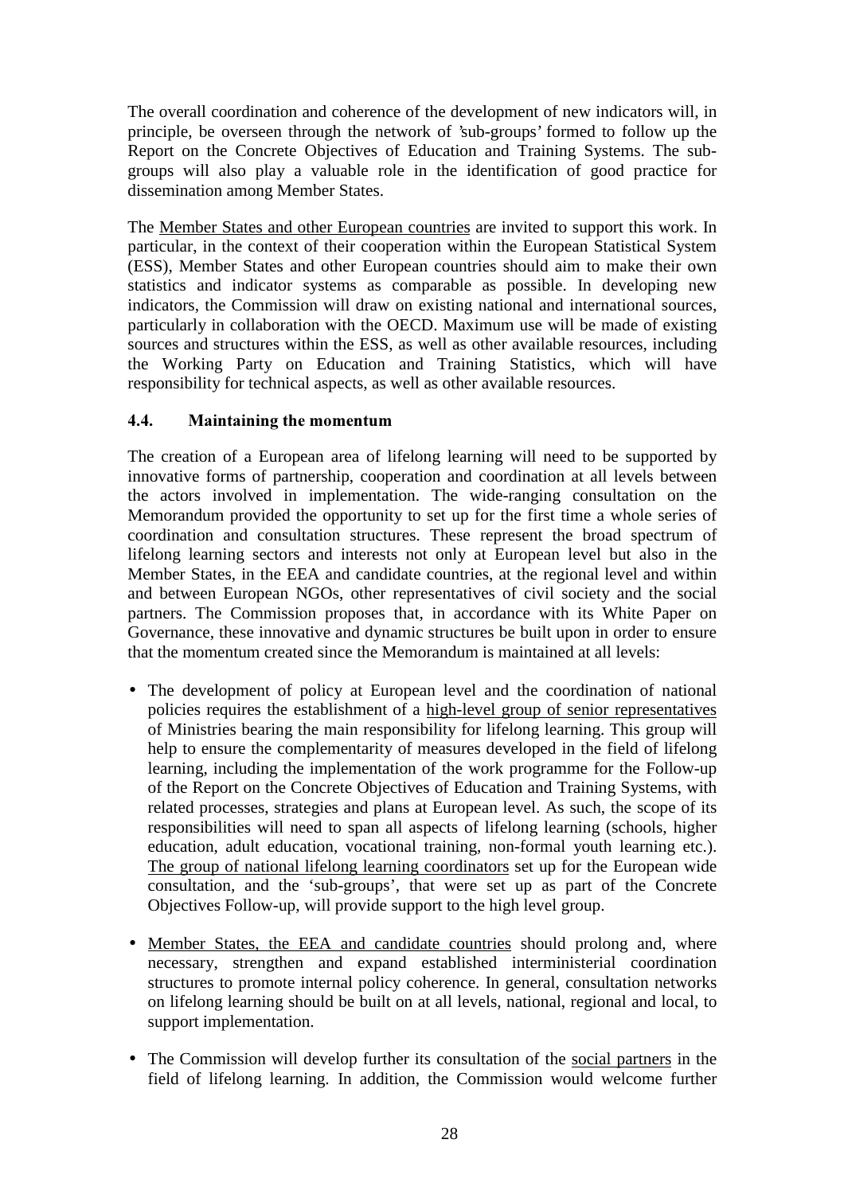The overall coordination and coherence of the development of new indicators will, in principle, be overseen through the network of 'sub-groups' formed to follow up the Report on the Concrete Objectives of Education and Training Systems. The sub-groups will also play a valuable role in the identification of good practice for dissemination among Member States.

The Member States and other European countries are invited to support this work. In particular, in the context of their cooperation within the European Statistical System (ESS), Member States and other European countries should aim to make their own statistics and indicator systems as comparable as possible. In developing new indicators, the Commission will draw on existing national and international sources, particularly in collaboration with the OECD. Maximum use will be made of existing sources and structures within the ESS, as well as other available resources, including the Working Party on Education and Training Statistics, which will have responsibility for technical aspects, as well as other available resources.

### 4.4. Maintaining the momentum

The creation of a European area of lifelong learning will need to be supported by innovative forms of partnership, cooperation and coordination at all levels between the actors involved in implementation. The wide-ranging consultation on the Memorandum provided the opportunity to set up for the first time a whole series of coordination and consultation structures. These represent the broad spectrum of lifelong learning sectors and interests not only at European level but also in the Member States, in the EEA and candidate countries, at the regional level and within and between European NGOs, other representatives of civil society and the social partners. The Commission proposes that, in accordance with its White Paper on Governance, these innovative and dynamic structures be built upon in order to ensure that the momentum created since the Memorandum is maintained at all levels:

- The development of policy at European level and the coordination of national policies requires the establishment of a high-level group of senior representatives of Ministries bearing the main responsibility for lifelong learning. This group will help to ensure the complementarity of measures developed in the field of lifelong learning, including the implementation of the work programme for the Follow-up of the Report on the Concrete Objectives of Education and Training Systems, with related processes, strategies and plans at European level. As such, the scope of its responsibilities will need to span all aspects of lifelong learning (schools, higher education, adult education, vocational training, non-formal youth learning etc.). The group of national lifelong learning coordinators set up for the European wide consultation, and the 'sub-groups', that were set up as part of the Concrete Objectives Follow-up, will provide support to the high level group.

- Member States, the EEA and candidate countries should prolong and, where necessary, strengthen and expand established interministerial coordination structures to promote internal policy coherence. In general, consultation networks on lifelong learning should be built on at all levels, national, regional and local, to support implementation.

- The Commission will develop further its consultation of the social partners in the field of lifelong learning. In addition, the Commission would welcome further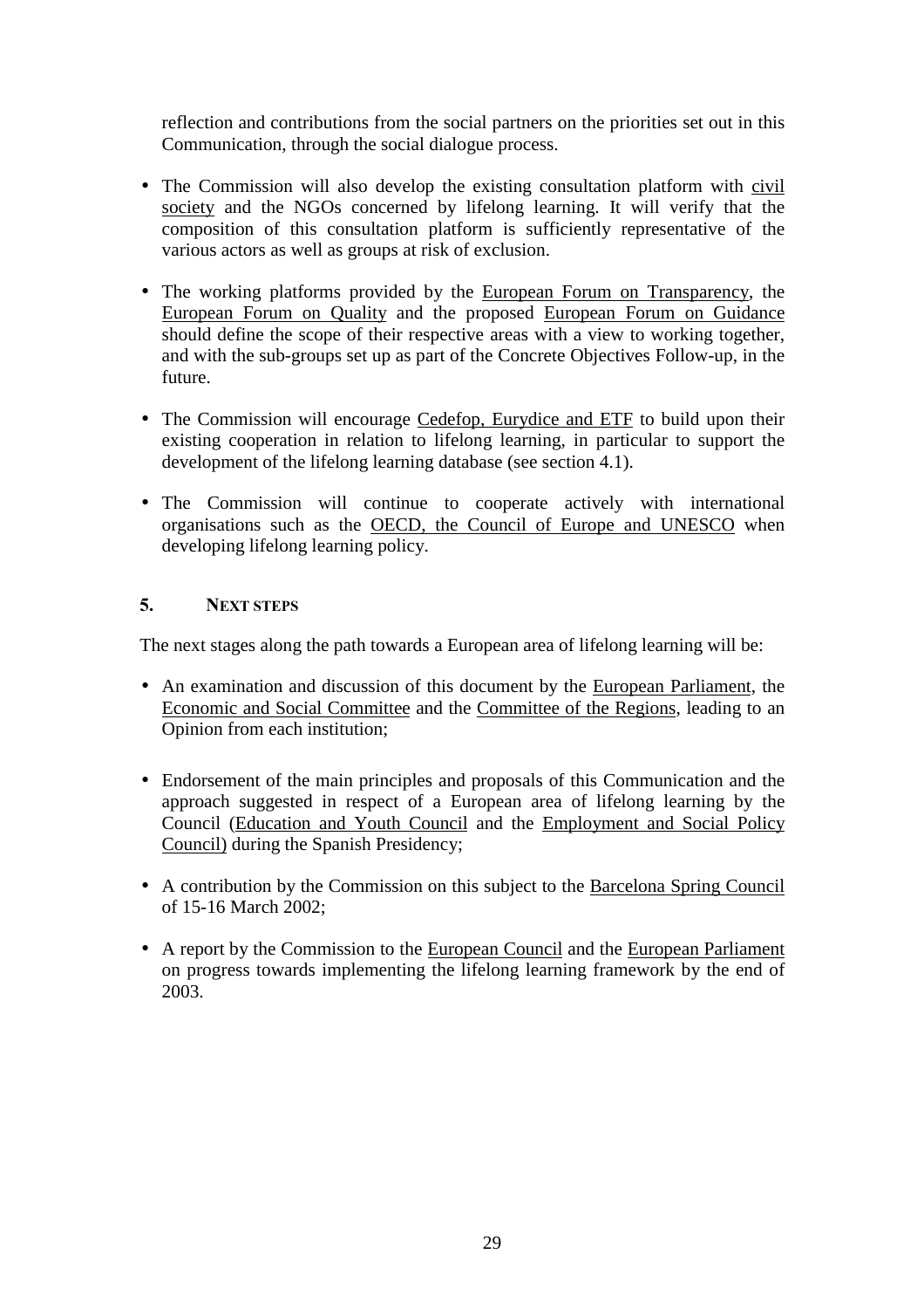reflection and contributions from the social partners on the priorities set out in this Communication, through the social dialogue process.

- The Commission will also develop the existing consultation platform with civil society and the NGOs concerned by lifelong learning. It will verify that the composition of this consultation platform is sufficiently representative of the various actors as well as groups at risk of exclusion.

- The working platforms provided by the European Forum on Transparency, the European Forum on Quality and the proposed European Forum on Guidance should define the scope of their respective areas with a view to working together, and with the sub-groups set up as part of the Concrete Objectives Follow-up, in the future.

- The Commission will encourage Cedefop, Eurydice and ETF to build upon their existing cooperation in relation to lifelong learning, in particular to support the development of the lifelong learning database (see section 4.1).

- The Commission will continue to cooperate actively with international organisations such as the OECD, the Council of Europe and UNESCO when developing lifelong learning policy.

## 5. NEXT STEPS

The next stages along the path towards a European area of lifelong learning will be:

- An examination and discussion of this document by the European Parliament, the Economic and Social Committee and the Committee of the Regions, leading to an Opinion from each institution;

- Endorsement of the main principles and proposals of this Communication and the approach suggested in respect of a European area of lifelong learning by the Council (Education and Youth Council and the Employment and Social Policy Council) during the Spanish Presidency;

- A contribution by the Commission on this subject to the Barcelona Spring Council of 15-16 March 2002;

- A report by the Commission to the European Council and the European Parliament on progress towards implementing the lifelong learning framework by the end of 2003.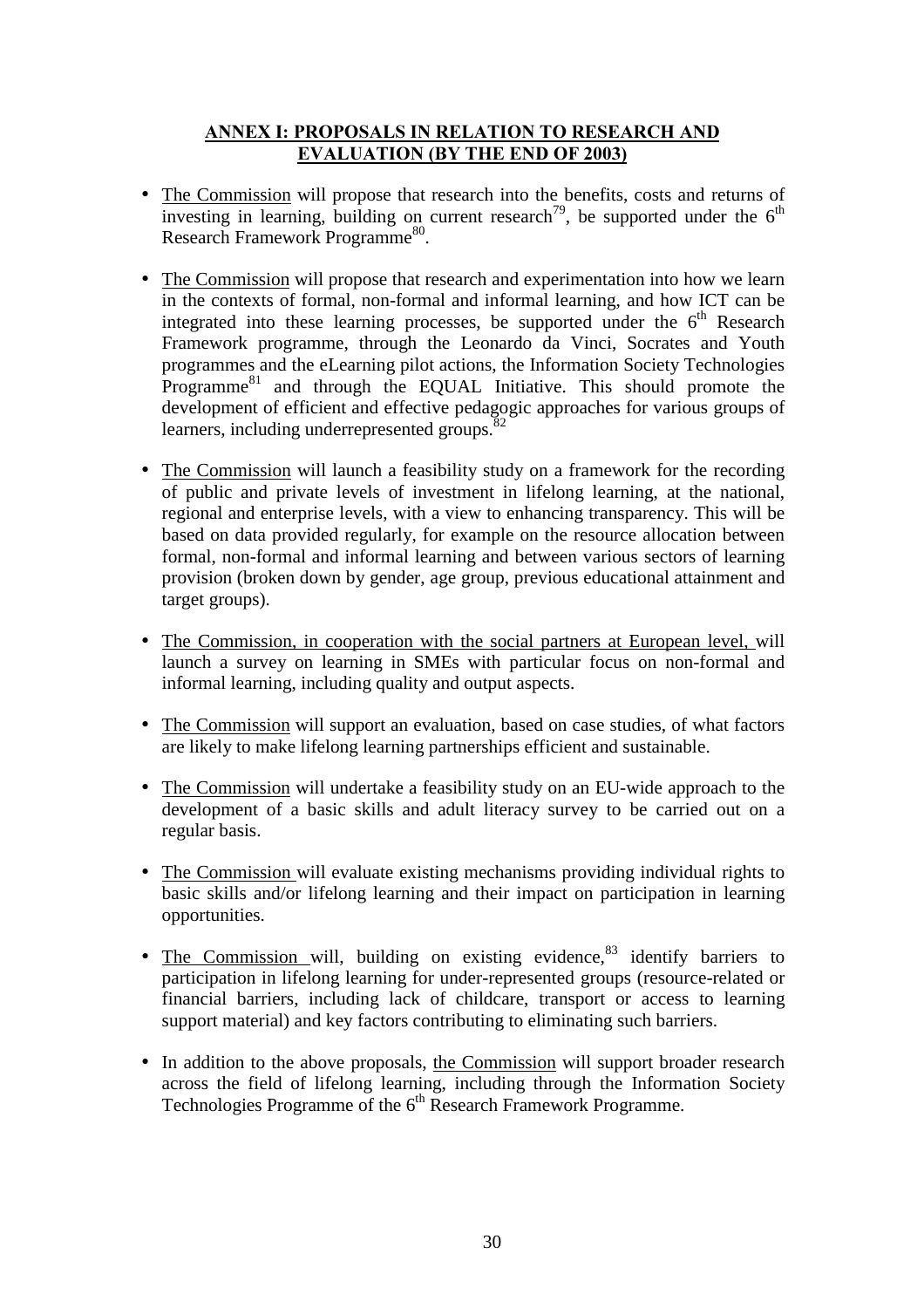## ANNEX I: PROPOSALS IN RELATION TO RESEARCH AND EVALUATION (BY THE END OF 2003)

- The Commission will propose that research into the benefits, costs and returns of investing in learning, building on current research[79], be supported under the 6th Research Framework Programme[80].

- The Commission will propose that research and experimentation into how we learn in the contexts of formal, non-formal and informal learning, and how ICT can be integrated into these learning processes, be supported under the 6th Research Framework programme, through the Leonardo da Vinci, Socrates and Youth programmes and the eLearning pilot actions, the Information Society Technologies Programme[81] and through the EQUAL Initiative. This should promote the development of efficient and effective pedagogic approaches for various groups of learners, including underrepresented groups.[82]

- The Commission will launch a feasibility study on a framework for the recording of public and private levels of investment in lifelong learning, at the national, regional and enterprise levels, with a view to enhancing transparency. This will be based on data provided regularly, for example on the resource allocation between formal, non-formal and informal learning and between various sectors of learning provision (broken down by gender, age group, previous educational attainment and target groups).

- The Commission, in cooperation with the social partners at European level, will launch a survey on learning in SMEs with particular focus on non-formal and informal learning, including quality and output aspects.

- The Commission will support an evaluation, based on case studies, of what factors are likely to make lifelong learning partnerships efficient and sustainable.

- The Commission will undertake a feasibility study on an EU-wide approach to the development of a basic skills and adult literacy survey to be carried out on a regular basis.

- The Commission will evaluate existing mechanisms providing individual rights to basic skills and/or lifelong learning and their impact on participation in learning opportunities.

- The Commission will, building on existing evidence,[83] identify barriers to participation in lifelong learning for under-represented groups (resource-related or financial barriers, including lack of childcare, transport or access to learning support material) and key factors contributing to eliminating such barriers.

- In addition to the above proposals, the Commission will support broader research across the field of lifelong learning, including through the Information Society Technologies Programme of the 6th Research Framework Programme.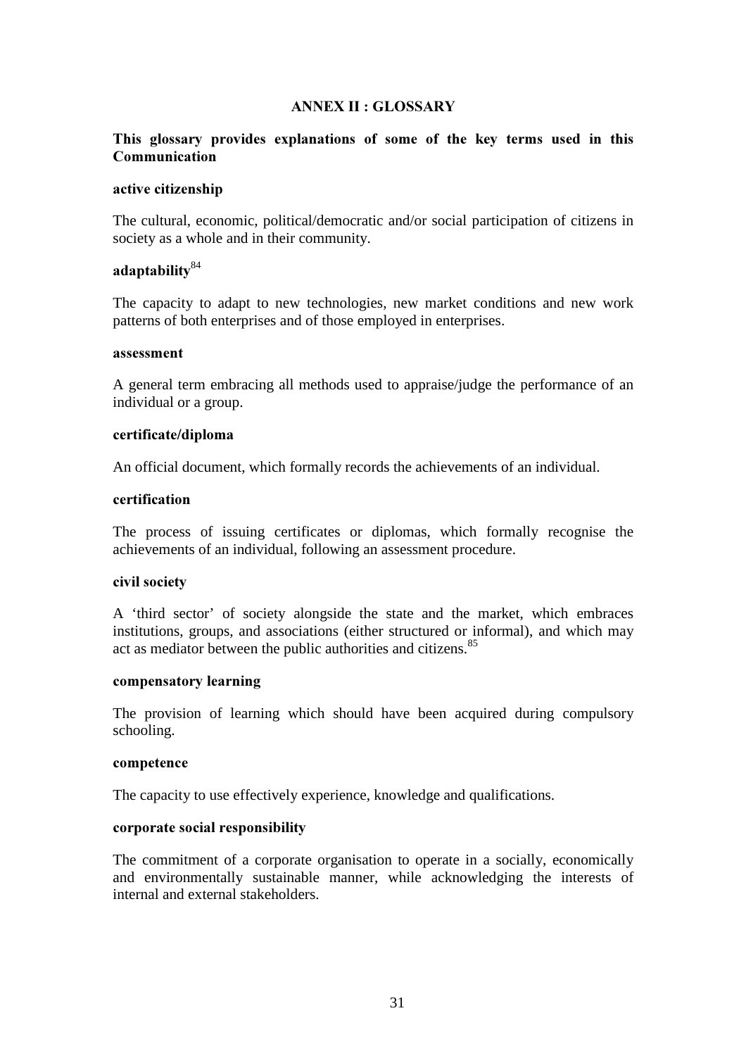## ANNEX II : GLOSSARY

**This glossary provides explanations of some of the key terms used in this Communication**

**active citizenship**

The cultural, economic, political/democratic and/or social participation of citizens in society as a whole and in their community.

**adaptability**[84]

The capacity to adapt to new technologies, new market conditions and new work patterns of both enterprises and of those employed in enterprises.

**assessment**

A general term embracing all methods used to appraise/judge the performance of an individual or a group.

**certificate/diploma**

An official document, which formally records the achievements of an individual.

**certification**

The process of issuing certificates or diplomas, which formally recognise the achievements of an individual, following an assessment procedure.

**civil society**

A 'third sector' of society alongside the state and the market, which embraces institutions, groups, and associations (either structured or informal), and which may act as mediator between the public authorities and citizens.[85]

**compensatory learning**

The provision of learning which should have been acquired during compulsory schooling.

**competence**

The capacity to use effectively experience, knowledge and qualifications.

**corporate social responsibility**

The commitment of a corporate organisation to operate in a socially, economically and environmentally sustainable manner, while acknowledging the interests of internal and external stakeholders.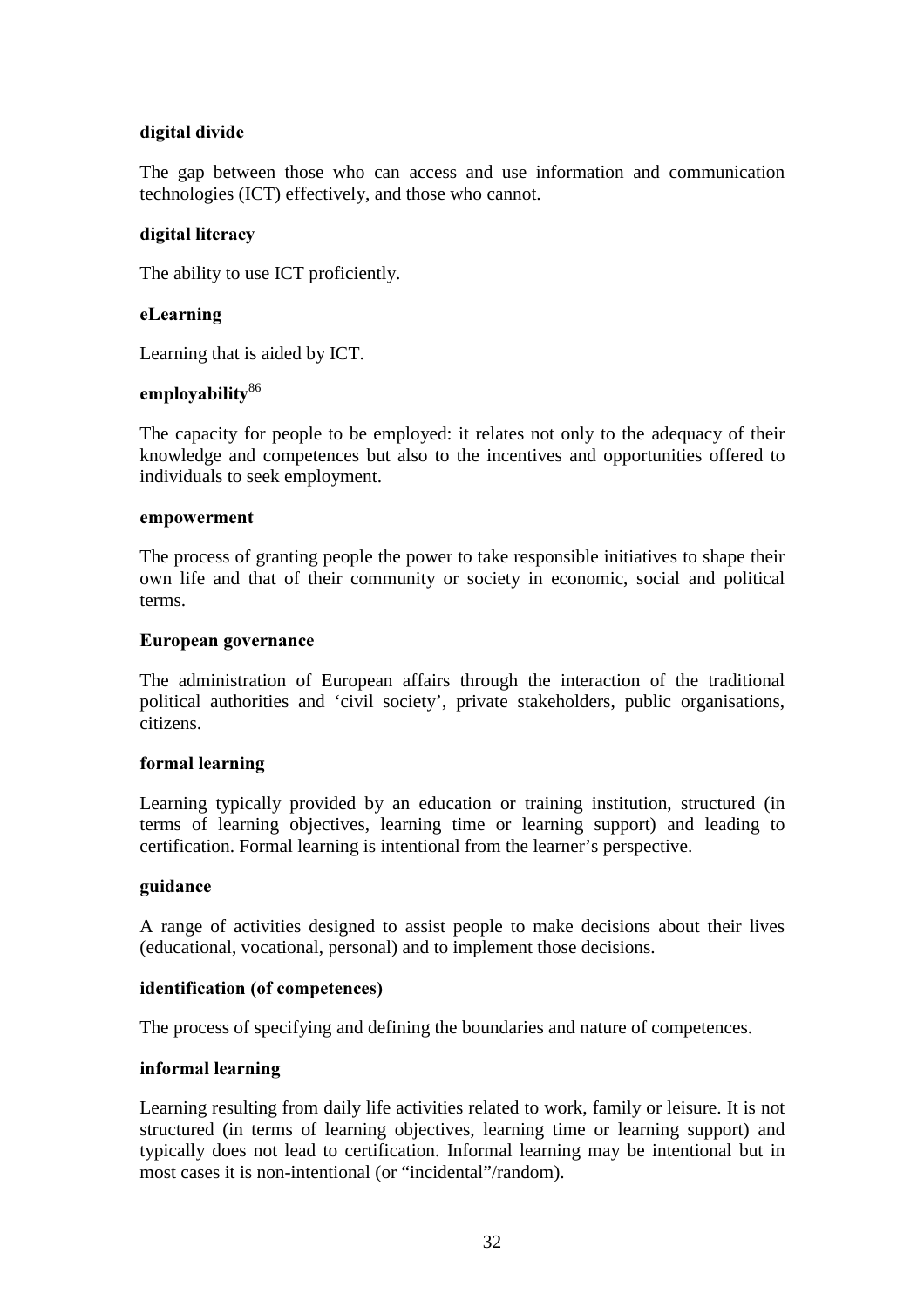**digital divide**

The gap between those who can access and use information and communication technologies (ICT) effectively, and those who cannot.

**digital literacy**

The ability to use ICT proficiently.

**eLearning**

Learning that is aided by ICT.

**employability**[86]

The capacity for people to be employed: it relates not only to the adequacy of their knowledge and competences but also to the incentives and opportunities offered to individuals to seek employment.

**empowerment**

The process of granting people the power to take responsible initiatives to shape their own life and that of their community or society in economic, social and political terms.

**European governance**

The administration of European affairs through the interaction of the traditional political authorities and 'civil society', private stakeholders, public organisations, citizens.

**formal learning**

Learning typically provided by an education or training institution, structured (in terms of learning objectives, learning time or learning support) and leading to certification. Formal learning is intentional from the learner's perspective.

**guidance**

A range of activities designed to assist people to make decisions about their lives (educational, vocational, personal) and to implement those decisions.

**identification (of competences)**

The process of specifying and defining the boundaries and nature of competences.

**informal learning**

Learning resulting from daily life activities related to work, family or leisure. It is not structured (in terms of learning objectives, learning support) and typically does not lead to certification. Informal learning may be intentional but in most cases it is non-intentional (or "incidental"/random).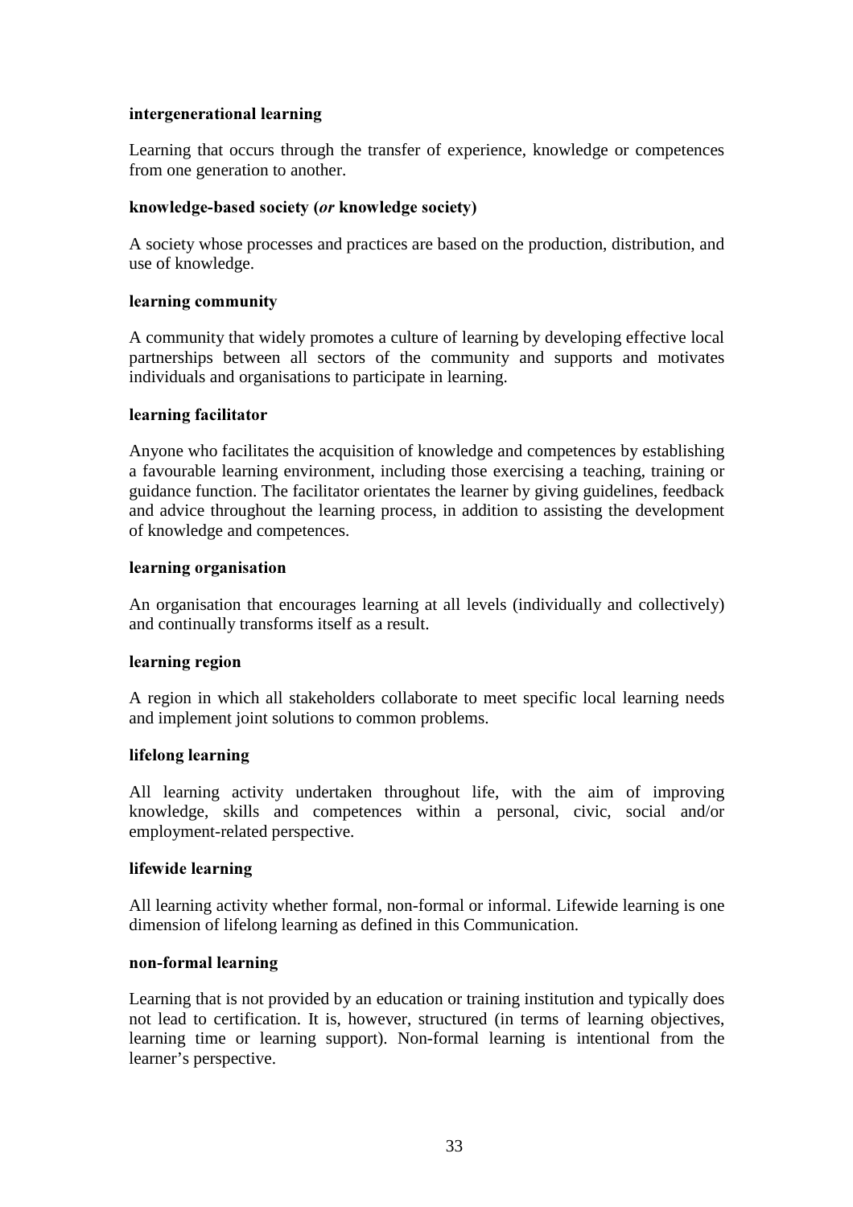**intergenerational learning**

Learning that occurs through the transfer of experience, knowledge or competences from one generation to another.

**knowledge-based society (*or* knowledge society)**

A society whose processes and practices are based on the production, distribution, and use of knowledge.

**learning community**

A community that widely promotes a culture of learning by developing effective local partnerships between all sectors of the community and supports and motivates individuals and organisations to participate in learning.

**learning facilitator**

Anyone who facilitates the acquisition of knowledge and competences by establishing a favourable learning environment, including those exercising a teaching, training or guidance function. The facilitator orientates the learner by giving guidelines, feedback and advice throughout the learning process, in addition to assisting the development of knowledge and competences.

**learning organisation**

An organisation that encourages learning at all levels (individually and collectively) and continually transforms itself as a result.

**learning region**

A region in which all stakeholders collaborate to meet specific local learning needs and implement joint solutions to common problems.

**lifelong learning**

All learning activity undertaken throughout life, with the aim of improving knowledge, skills and competences within a personal, civic, social and/or employment-related perspective.

**lifewide learning**

All learning activity whether formal, non-formal or informal. Lifewide learning is one dimension of lifelong learning as defined in this Communication.

**non-formal learning**

Learning that is not provided by an education or training institution and typically does not lead to certification. It is, however, structured (in terms of learning objectives, learning time or learning support). Non-formal learning is intentional from the learner's perspective.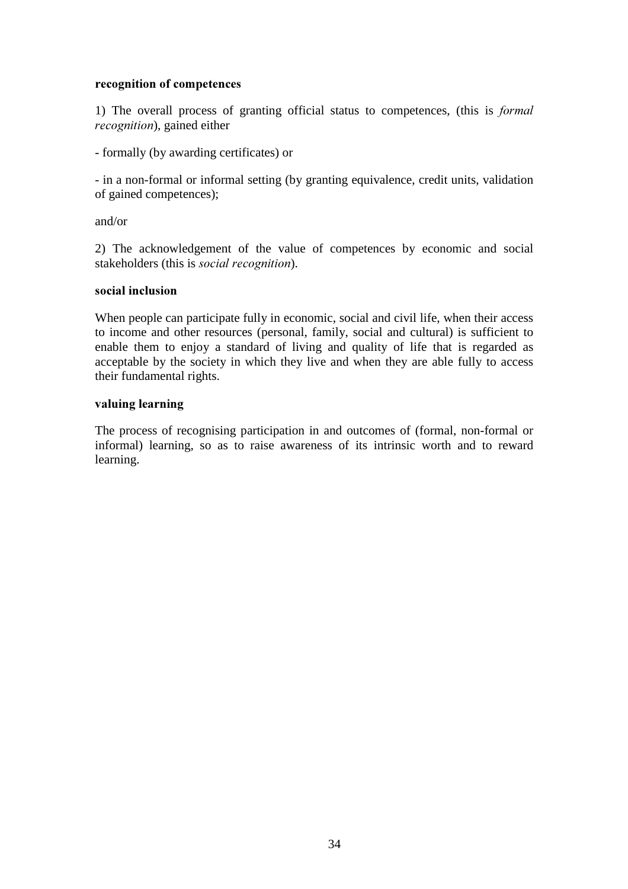**recognition of competences**

1) The overall process of granting official status to competences, (this is *formal recognition*), gained either

- formally (by awarding certificates) or

- in a non-formal or informal setting (by granting equivalence, credit units, validation of gained competences);

and/or

2) The acknowledgement of the value of competences by economic and social stakeholders (this is *social recognition*).

**social inclusion**

When people can participate fully in economic, social and civil life, when their access to income and other resources (personal, family, social and cultural) is sufficient to enable them to enjoy a standard of living and quality of life that is regarded as acceptable by the society in which they live and when they are able fully to access their fundamental rights.

**valuing learning**

The process of recognising participation in and outcomes of (formal, non-formal or informal) learning, so as to raise awareness of its intrinsic worth and to reward learning.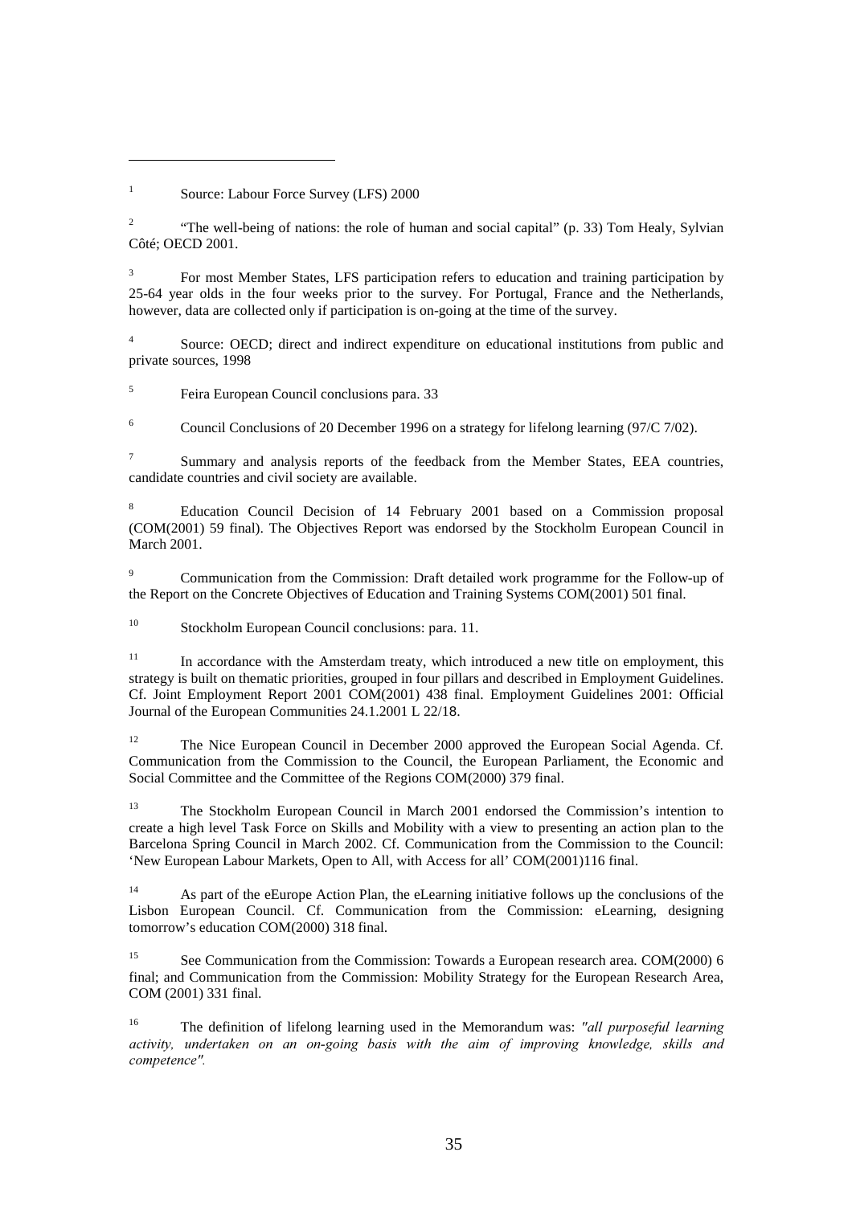[1] Source: Labour Force Survey (LFS) 2000

[2] "The well-being of nations: the role of human and social capital" (p. 33) Tom Healy, Sylvian Côté; OECD 2001.

[3] For most Member States, LFS participation refers to education and training participation by 25-64 year olds in the four weeks prior to the survey. For Portugal, France and the Netherlands, however, data are collected only if participation is on-going at the time of the survey.

[4] Source: OECD; direct and indirect expenditure on educational institutions from public and private sources, 1998

[5] Feira European Council conclusions para. 33

[6] Council Conclusions of 20 December 1996 on a strategy for lifelong learning (97/C 7/02).

[7] Summary and analysis reports of the feedback from the Member States, EEA countries, candidate countries and civil society are available.

[8] Education Council Decision of 14 February 2001 based on a Commission proposal (COM(2001) 59 final). The Objectives Report was endorsed by the Stockholm European Council in March 2001.

[9] Communication from the Commission: Draft detailed work programme for the Follow-up of the Report on the Concrete Objectives of Education and Training Systems COM(2001) 501 final.

[10] Stockholm European Council conclusions: para. 11.

[11] In accordance with the Amsterdam treaty, which introduced a new title on employment, this strategy is built on thematic priorities, grouped in four pillars and described in Employment Guidelines. Cf. Joint Employment Report 2001 COM(2001) 438 final. Employment Guidelines 2001: Official Journal of the European Communities 24.1.2001 L 22/18.

[12] The Nice European Council in December 2000 approved the European Social Agenda. Cf. Communication from the Commission to the Council, the European Parliament, the Economic and Social Committee and the Committee of the Regions COM(2000) 379 final.

[13] The Stockholm European Council in March 2001 endorsed the Commission's intention to create a high level Task Force on Skills and Mobility with a view to presenting an action plan to the Barcelona Spring Council in March 2002. Cf. Communication from the Commission to the Council: 'New European Labour Markets, Open to All, with Access for all' COM(2001)116 final.

[14] As part of the eEurope Action Plan, the eLearning initiative follows up the conclusions of the Lisbon European Council. Cf. Communication from the Commission: eLearning, designing tomorrow's education COM(2000) 318 final.

[15] See Communication from the Commission: Towards a European research area. COM(2000) 6 final; and Communication from the Commission: Mobility Strategy for the European Research Area, COM (2001) 331 final.

[16] The definition of lifelong learning used in the Memorandum was: *"all purposeful learning activity, undertaken on an on-going basis with the aim of improving knowledge, skills and competence".*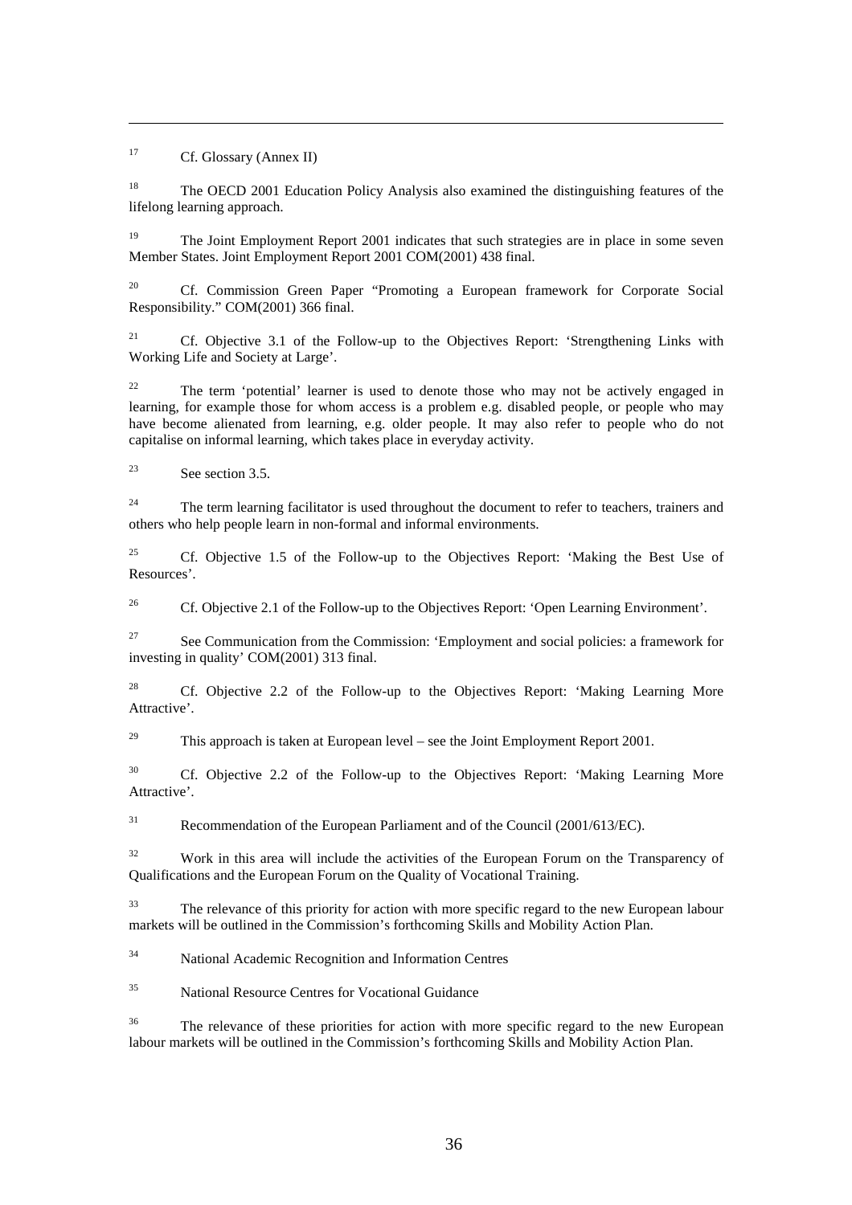[17] Cf. Glossary (Annex II)

[18] The OECD 2001 Education Policy Analysis also examined the distinguishing features of the lifelong learning approach.

[19] The Joint Employment Report 2001 indicates that such strategies are in place in some seven Member States. Joint Employment Report 2001 COM(2001) 438 final.

[20] Cf. Commission Green Paper "Promoting a European framework for Corporate Social Responsibility." COM(2001) 366 final.

[21] Cf. Objective 3.1 of the Follow-up to the Objectives Report: 'Strengthening Links with Working Life and Society at Large'.

[22] The term 'potential' learner is used to denote those who may not be actively engaged in learning, for example those for whom access is a problem e.g. disabled people, or people who may have become alienated from learning, e.g. older people. It may also refer to people who do not capitalise on informal learning, which takes place in everyday activity.

[23] See section 3.5.

[24] The term learning facilitator is used throughout the document to refer to teachers, trainers and others who help people learn in non-formal and informal environments.

[25] Cf. Objective 1.5 of the Follow-up to the Objectives Report: 'Making the Best Use of Resources'.

[26] Cf. Objective 2.1 of the Follow-up to the Objectives Report: 'Open Learning Environment'.

[27] See Communication from the Commission: 'Employment and social policies: a framework for investing in quality' COM(2001) 313 final.

[28] Cf. Objective 2.2 of the Follow-up to the Objectives Report: 'Making Learning More Attractive'.

[29] This approach is taken at European level – see the Joint Employment Report 2001.

[30] Cf. Objective 2.2 of the Follow-up to the Objectives Report: 'Making Learning More Attractive'.

[31] Recommendation of the European Parliament and of the Council (2001/613/EC).

[32] Work in this area will include the activities of the European Forum on the Transparency of Qualifications and the European Forum on the Quality of Vocational Training.

[33] The relevance of this priority for action with more specific regard to the new European labour markets will be outlined in the Commission's forthcoming Skills and Mobility Action Plan.

[34] National Academic Recognition and Information Centres

[35] National Resource Centres for Vocational Guidance

[36] The relevance of these priorities for action with more specific regard to the new European labour markets will be outlined in the Commission's forthcoming Skills and Mobility Action Plan.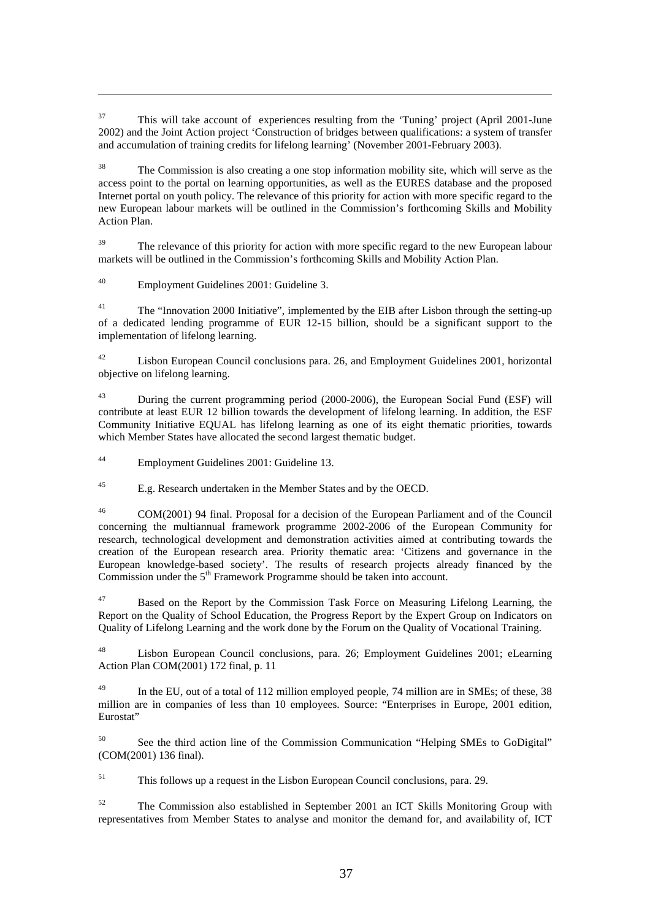[37] This will take account of experiences resulting from the 'Tuning' project (April 2001-June 2002) and the Joint Action project 'Construction of bridges between qualifications: a system of transfer and accumulation of training credits for lifelong learning' (November 2001-February 2003).

[38] The Commission is also creating a one stop information mobility site, which will serve as the access point to the portal on learning opportunities, as well as the EURES database and the proposed Internet portal on youth policy. The relevance of this priority for action with more specific regard to the new European labour markets will be outlined in the Commission's forthcoming Skills and Mobility Action Plan.

[39] The relevance of this priority for action with more specific regard to the new European labour markets will be outlined in the Commission's forthcoming Skills and Mobility Action Plan.

[40] Employment Guidelines 2001: Guideline 3.

[41] The "Innovation 2000 Initiative", implemented by the EIB after Lisbon through the setting-up of a dedicated lending programme of EUR 12-15 billion, should be a significant support to the implementation of lifelong learning.

[42] Lisbon European Council conclusions para. 26, and Employment Guidelines 2001, horizontal objective on lifelong learning.

[43] During the current programming period (2000-2006), the European Social Fund (ESF) will contribute at least EUR 12 billion towards the development of lifelong learning. In addition, the ESF Community Initiative EQUAL has lifelong learning as one of its eight thematic priorities, towards which Member States have allocated the second largest thematic budget.

[44] Employment Guidelines 2001: Guideline 13.

[45] E.g. Research undertaken in the Member States and by the OECD.

[46] COM(2001) 94 final. Proposal for a decision of the European Parliament and of the Council concerning the multiannual framework programme 2002-2006 of the European Community for research, technological development and demonstration activities aimed at contributing towards the creation of the European research area. Priority thematic area: 'Citizens and governance in the European knowledge-based society'. The results of research projects already financed by the Commission under the 5th Framework Programme should be taken into account.

[47] Based on the Report by the Commission Task Force on Measuring Lifelong Learning, the Report on the Quality of School Education, the Progress Report by the Expert Group on Indicators on Quality of Lifelong Learning and the work done by the Forum on the Quality of Vocational Training.

[48] Lisbon European Council conclusions, para. 26; Employment Guidelines 2001; eLearning Action Plan COM(2001) 172 final, p. 11

[49] In the EU, out of a total of 112 million employed people, 74 million are in SMEs; of these, 38 million are in companies of less than 10 employees. Source: "Enterprises in Europe, 2001 edition, Eurostat"

[50] See the third action line of the Commission Communication "Helping SMEs to GoDigital" (COM(2001) 136 final).

[51] This follows up a request in the Lisbon European Council conclusions, para. 29.

[52] The Commission also established in September 2001 an ICT Skills Monitoring Group with representatives from Member States to analyse and monitor the demand for, and availability of, ICT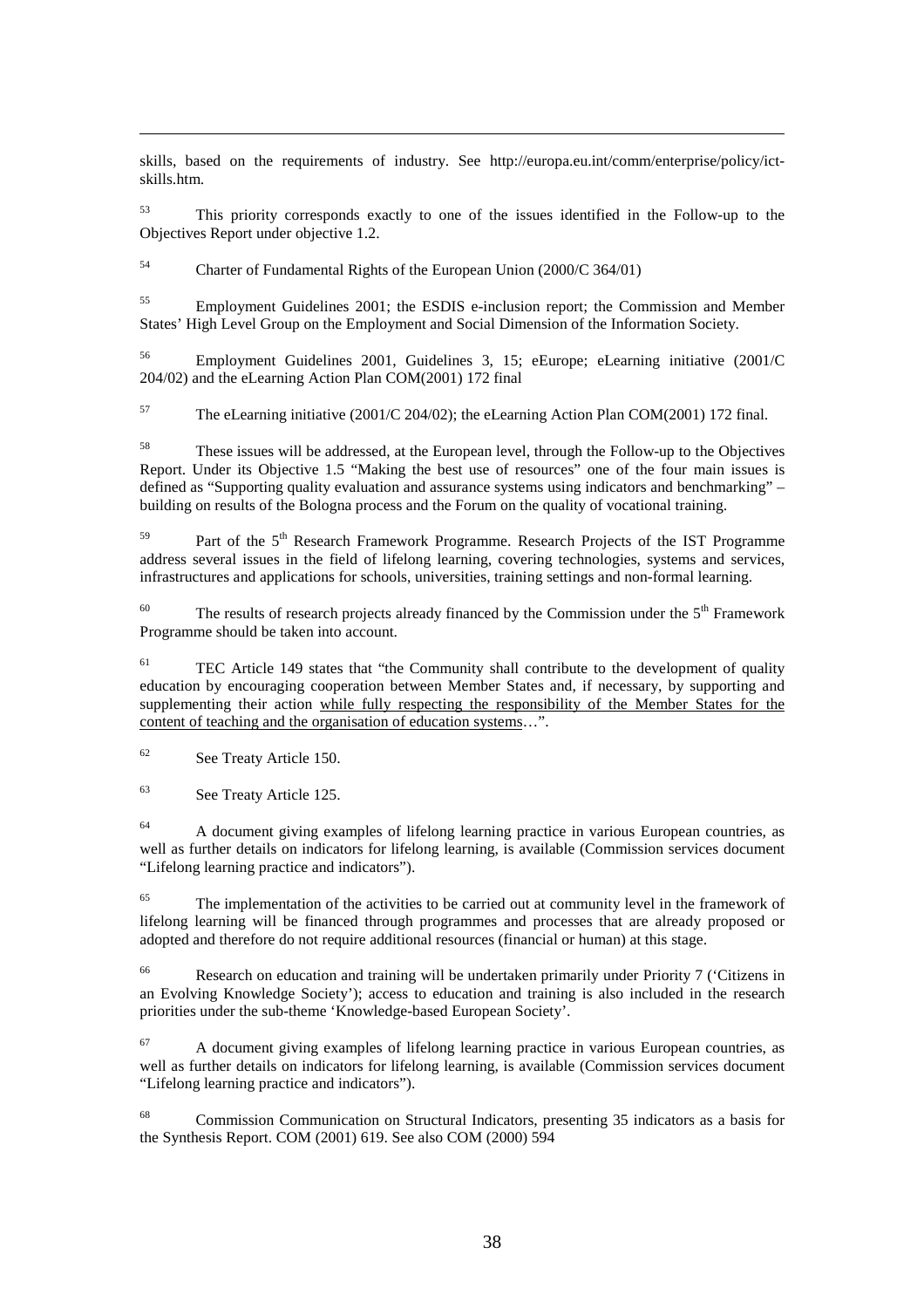skills, based on the requirements of industry. See http://europa.eu.int/comm/enterprise/policy/ict-skills.htm.

[53] This priority corresponds exactly to one of the issues identified in the Follow-up to the Objectives Report under objective 1.2.

[54] Charter of Fundamental Rights of the European Union (2000/C 364/01)

[55] Employment Guidelines 2001; the ESDIS e-inclusion report; the Commission and Member States' High Level Group on the Employment and Social Dimension of the Information Society.

[56] Employment Guidelines 2001, Guidelines 3, 15; eEurope; eLearning initiative (2001/C 204/02) and the eLearning Action Plan COM(2001) 172 final

[57] The eLearning initiative (2001/C 204/02); the eLearning Action Plan COM(2001) 172 final.

[58] These issues will be addressed, at the European level, through the Follow-up to the Objectives Report. Under its Objective 1.5 "Making the best use of resources" one of the four main issues is defined as "Supporting quality evaluation and assurance systems using indicators and benchmarking" – building on results of the Bologna process and the Forum on the quality of vocational training.

[59] Part of the 5th Research Framework Programme. Research Projects of the IST Programme address several issues in the field of lifelong learning, covering technologies, systems and services, infrastructures and applications for schools, universities, training settings and non-formal learning.

[60] The results of research projects already financed by the Commission under the 5th Framework Programme should be taken into account.

[61] TEC Article 149 states that "the Community shall contribute to the development of quality education by encouraging cooperation between Member States and, if necessary, by supporting and supplementing their action <u>while fully respecting the responsibility of the Member States for the content of teaching and the organisation of education systems</u>…".

[62] See Treaty Article 150.

[63] See Treaty Article 125.

[64] A document giving examples of lifelong learning practice in various European countries, as well as further details on indicators for lifelong learning, is available (Commission services document "Lifelong learning practice and indicators").

[65] The implementation of the activities to be carried out at community level in the framework of lifelong learning will be financed through programmes and processes that are already proposed or adopted and therefore do not require additional resources (financial or human) at this stage.

[66] Research on education and training will be undertaken primarily under Priority 7 ('Citizens in an Evolving Knowledge Society'); access to education and training is also included in the research priorities under the sub-theme 'Knowledge-based European Society'.

[67] A document giving examples of lifelong learning practice in various European countries, as well as further details on indicators for lifelong learning, is available (Commission services document "Lifelong learning practice and indicators").

[68] Commission Communication on Structural Indicators, presenting 35 indicators as a basis for the Synthesis Report. COM (2001) 619. See also COM (2000) 594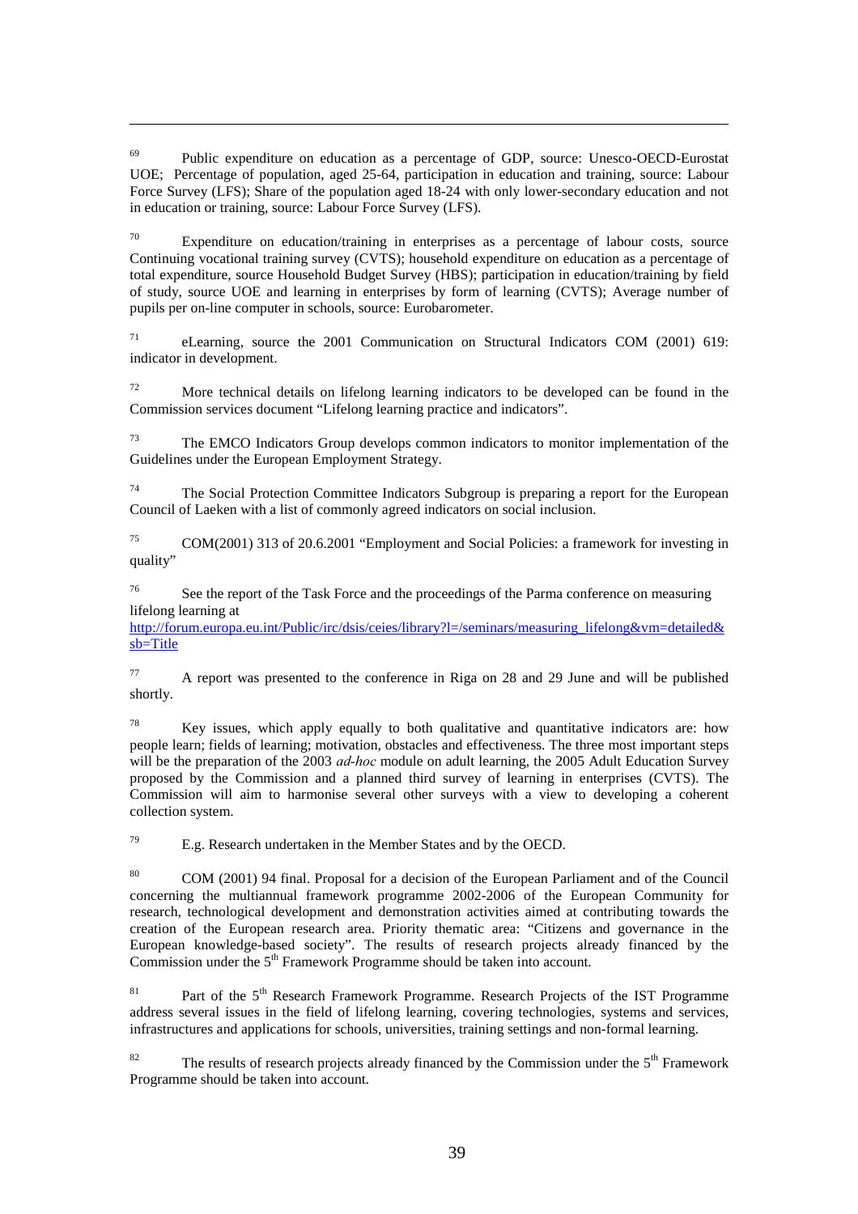[69] Public expenditure on education as a percentage of GDP, source: Unesco-OECD-Eurostat UOE; Percentage of population, aged 25-64, participation in education and training, source: Labour Force Survey (LFS); Share of the population aged 18-24 with only lower-secondary education and not in education or training, source: Labour Force Survey (LFS).

[70] Expenditure on education/training in enterprises as a percentage of labour costs, source Continuing vocational training survey (CVTS); household expenditure on education as a percentage of total expenditure, source Household Budget Survey (HBS); participation in education/training by field of study, source UOE and learning in enterprises by form of learning (CVTS); Average number of pupils per on-line computer in schools, source: Eurobarometer.

[71] eLearning, source the 2001 Communication on Structural Indicators COM (2001) 619: indicator in development.

[72] More technical details on lifelong learning indicators to be developed can be found in the Commission services document "Lifelong learning practice and indicators".

[73] The EMCO Indicators Group develops common indicators to monitor implementation of the Guidelines under the European Employment Strategy.

[74] The Social Protection Committee Indicators Subgroup is preparing a report for the European Council of Laeken with a list of commonly agreed indicators on social inclusion.

[75] COM(2001) 313 of 20.6.2001 "Employment and Social Policies: a framework for investing in quality"

[76] See the report of the Task Force and the proceedings of the Parma conference on measuring lifelong learning at
http://forum.europa.eu.int/Public/irc/dsis/ceies/library?l=/seminars/measuring_lifelong&vm=detailed&sb=Title

[77] A report was presented to the conference in Riga on 28 and 29 June and will be published shortly.

[78] Key issues, which apply equally to both qualitative and quantitative indicators are: how people learn; fields of learning; motivation, obstacles and effectiveness. The three most important steps will be the preparation of the 2003 *ad-hoc* module on adult learning, the 2005 Adult Education Survey proposed by the Commission and a planned third survey of learning in enterprises (CVTS). The Commission will aim to harmonise several other surveys with a view to developing a coherent collection system.

[79] E.g. Research undertaken in the Member States and by the OECD.

[80] COM (2001) 94 final. Proposal for a decision of the European Parliament and of the Council concerning the multiannual framework programme 2002-2006 of the European Community for research, technological development and demonstration activities aimed at contributing towards the creation of the European research area. Priority thematic area: "Citizens and governance in the European knowledge-based society". The results of research projects already financed by the Commission under the 5th Framework Programme should be taken into account.

[81] Part of the 5th Research Framework Programme. Research Projects of the IST Programme address several issues in the field of lifelong learning, covering technologies, systems and services, infrastructures and applications for schools, universities, training settings and non-formal learning.

[82] The results of research projects already financed by the Commission under the 5th Framework Programme should be taken into account.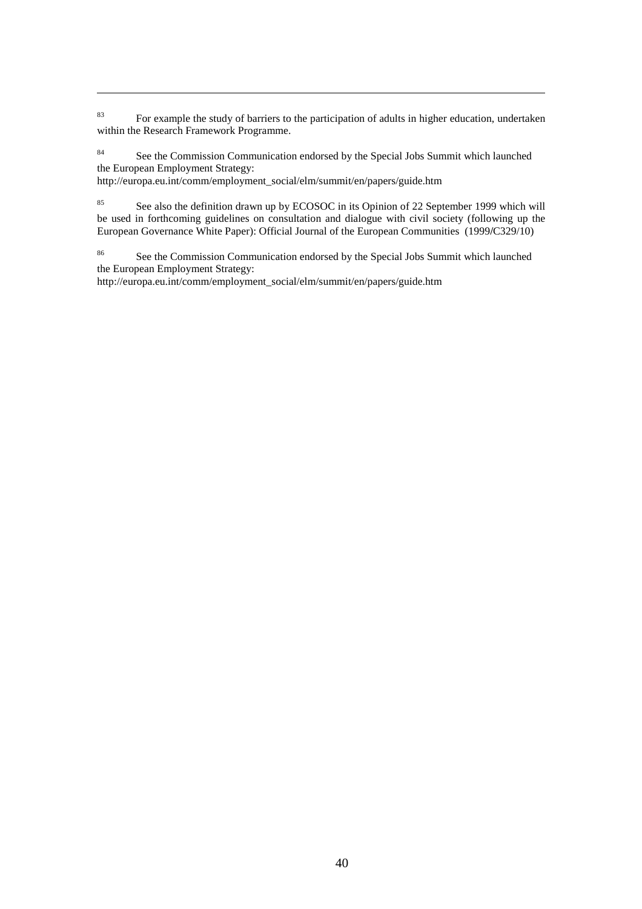[83] For example the study of barriers to the participation of adults in higher education, undertaken within the Research Framework Programme.

[84] See the Commission Communication endorsed by the Special Jobs Summit which launched the European Employment Strategy:
http://europa.eu.int/comm/employment_social/elm/summit/en/papers/guide.htm

[85] See also the definition drawn up by ECOSOC in its Opinion of 22 September 1999 which will be used in forthcoming guidelines on consultation and dialogue with civil society (following up the European Governance White Paper): Official Journal of the European Communities (1999/C329/10)

[86] See the Commission Communication endorsed by the Special Jobs Summit which launched the European Employment Strategy:
http://europa.eu.int/comm/employment_social/elm/summit/en/papers/guide.htm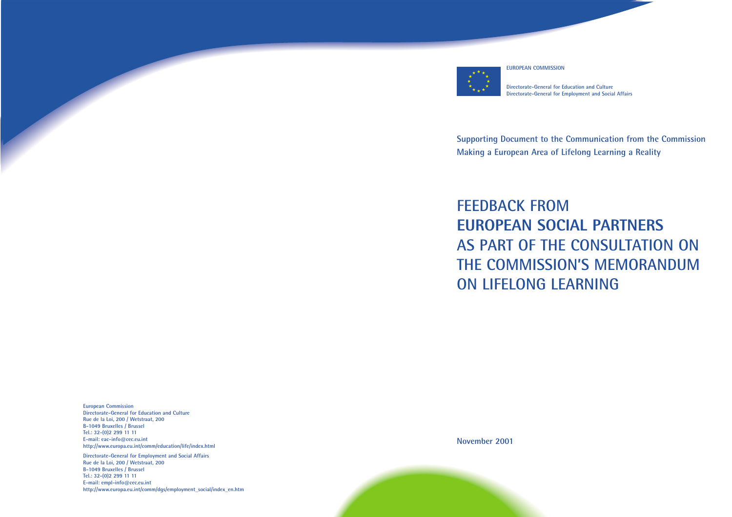EUROPEAN COMMISSION

Directorate-General for Education and Culture
Directorate-General for Employment and Social Affairs

**Supporting Document to the Communication from the Commission Making a European Area of Lifelong Learning a Reality**

# FEEDBACK FROM **EUROPEAN SOCIAL PARTNERS** AS PART OF THE CONSULTATION ON THE COMMISSION'S MEMORANDUM ON LIFELONG LEARNING

November 2001

European Commission
Directorate-General for Education and Culture
Rue de la Loi, 200 / Wetstraat, 200
B-1049 Bruxelles / Brussel
Tel.: 32-(0)2 299 11 11
E-mail: eac-info@cec.eu.int
http://www.europa.eu.int/comm/education/life/index.html

Directorate-General for Employment and Social Affairs
Rue de la Loi, 200 / Wetstraat, 200
B-1049 Bruxelles / Brussel
Tel.: 32-(0)2 299 11 11
E-mail: empl-info@cec.eu.int
http://www.europa.eu.int/comm/dgs/employment_social/index_en.htm